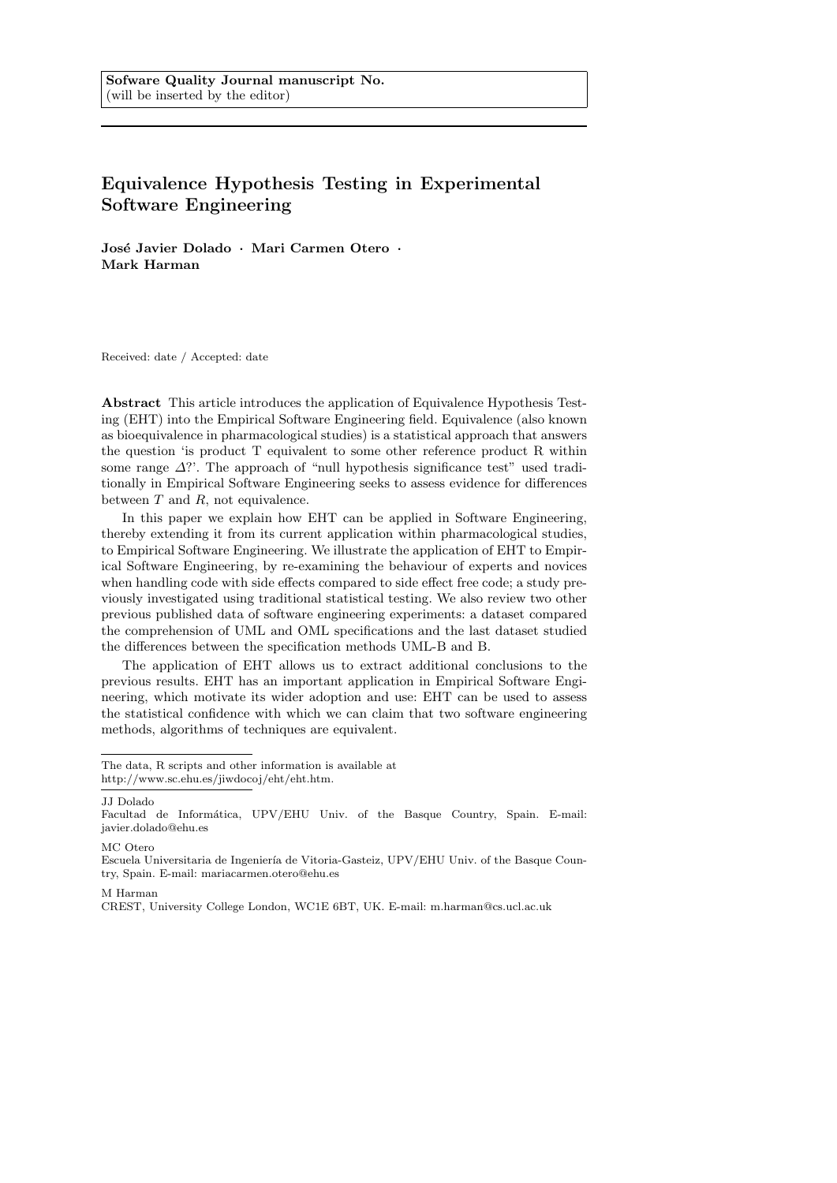**Sofware Quality Journal manuscript No.**
(will be inserted by the editor)

# Equivalence Hypothesis Testing in Experimental Software Engineering

**José Javier Dolado · Mari Carmen Otero · Mark Harman**

Received: date / Accepted: date

**Abstract** This article introduces the application of Equivalence Hypothesis Testing (EHT) into the Empirical Software Engineering field. Equivalence (also known as bioequivalence in pharmacological studies) is a statistical approach that answers the question 'is product T equivalent to some other reference product R within some range $\Delta$?'. The approach of "null hypothesis significance test" used traditionally in Empirical Software Engineering seeks to assess evidence for differences between $T$ and $R$, not equivalence.

In this paper we explain how EHT can be applied in Software Engineering, thereby extending it from its current application within pharmacological studies, to Empirical Software Engineering. We illustrate the application of EHT to Empirical Software Engineering, by re-examining the behaviour of experts and novices when handling code with side effects compared to side effect free code; a study previously investigated using traditional statistical testing. We also review two other previous published data of software engineering experiments: a dataset compared the comprehension of UML and OML specifications and the last dataset studied the differences between the specification methods UML-B and B.

The application of EHT allows us to extract additional conclusions to the previous results. EHT has an important application in Empirical Software Engineering, which motivate its wider adoption and use: EHT can be used to assess the statistical confidence with which we can claim that two software engineering methods, algorithms of techniques are equivalent.

The data, R scripts and other information is available at
http://www.sc.ehu.es/jiwdocoj/eht/eht.htm.

JJ Dolado
Facultad de Informática, UPV/EHU Univ. of the Basque Country, Spain. E-mail: javier.dolado@ehu.es

MC Otero
Escuela Universitaria de Ingeniería de Vitoria-Gasteiz, UPV/EHU Univ. of the Basque Country, Spain. E-mail: mariacarmen.otero@ehu.es

M Harman
CREST, University College London, WC1E 6BT, UK. E-mail: m.harman@cs.ucl.ac.uk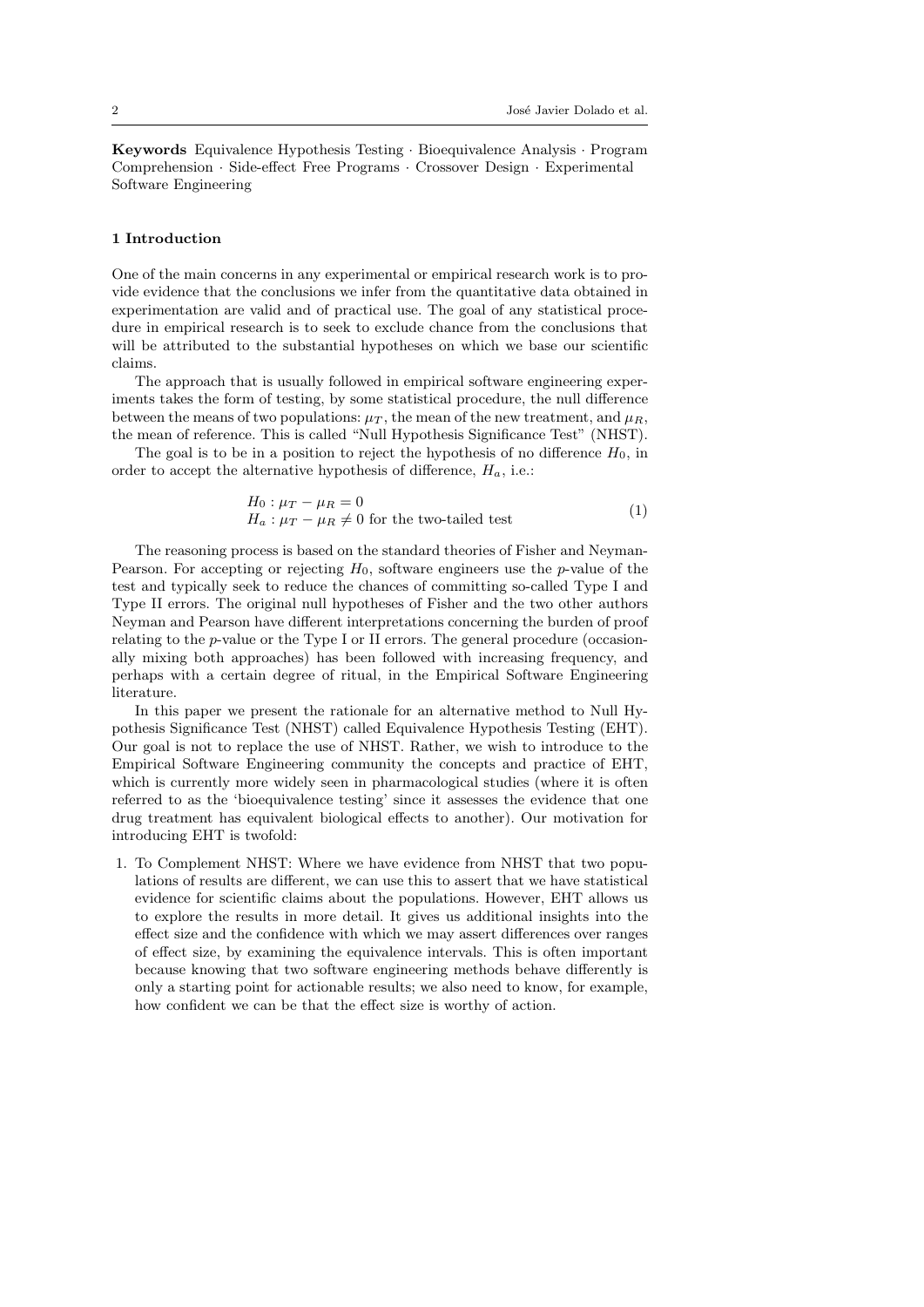**Keywords** Equivalence Hypothesis Testing · Bioequivalence Analysis · Program Comprehension · Side-effect Free Programs · Crossover Design · Experimental Software Engineering

## 1 Introduction

One of the main concerns in any experimental or empirical research work is to provide evidence that the conclusions we infer from the quantitative data obtained in experimentation are valid and of practical use. The goal of any statistical procedure in empirical research is to seek to exclude chance from the conclusions that will be attributed to the substantial hypotheses on which we base our scientific claims.

The approach that is usually followed in empirical software engineering experiments takes the form of testing, by some statistical procedure, the null difference between the means of two populations: $\mu_T$, the mean of the new treatment, and $\mu_R$, the mean of reference. This is called "Null Hypothesis Significance Test" (NHST).

The goal is to be in a position to reject the hypothesis of no difference $H_0$, in order to accept the alternative hypothesis of difference, $H_a$, i.e.:

$$
\begin{aligned}
&H_0 : \mu_T - \mu_R = 0 \\
&H_a : \mu_T - \mu_R \neq 0 \text{ for the two-tailed test}
\end{aligned}
\tag{1}
$$

The reasoning process is based on the standard theories of Fisher and Neyman-Pearson. For accepting or rejecting $H_0$, software engineers use the $p$-value of the test and typically seek to reduce the chances of committing so-called Type I and Type II errors. The original null hypotheses of Fisher and the two other authors Neyman and Pearson have different interpretations concerning the burden of proof relating to the $p$-value or the Type I or II errors. The general procedure (occasionally mixing both approaches) has been followed with increasing frequency, and perhaps with a certain degree of ritual, in the Empirical Software Engineering literature.

In this paper we present the rationale for an alternative method to Null Hypothesis Significance Test (NHST) called Equivalence Hypothesis Testing (EHT). Our goal is not to replace the use of NHST. Rather, we wish to introduce to the Empirical Software Engineering community the concepts and practice of EHT, which is currently more widely seen in pharmacological studies (where it is often referred to as the 'bioequivalence testing' since it assesses the evidence that one drug treatment has equivalent biological effects to another). Our motivation for introducing EHT is twofold:

1. To Complement NHST: Where we have evidence from NHST that two populations of results are different, we can use this to assert that we have statistical evidence for scientific claims about the populations. However, EHT allows us to explore the results in more detail. It gives us additional insights into the effect size and the confidence with which we may assert differences over ranges of effect size, by examining the equivalence intervals. This is often important because knowing that two software engineering methods behave differently is only a starting point for actionable results; we also need to know, for example, how confident we can be that the effect size is worthy of action.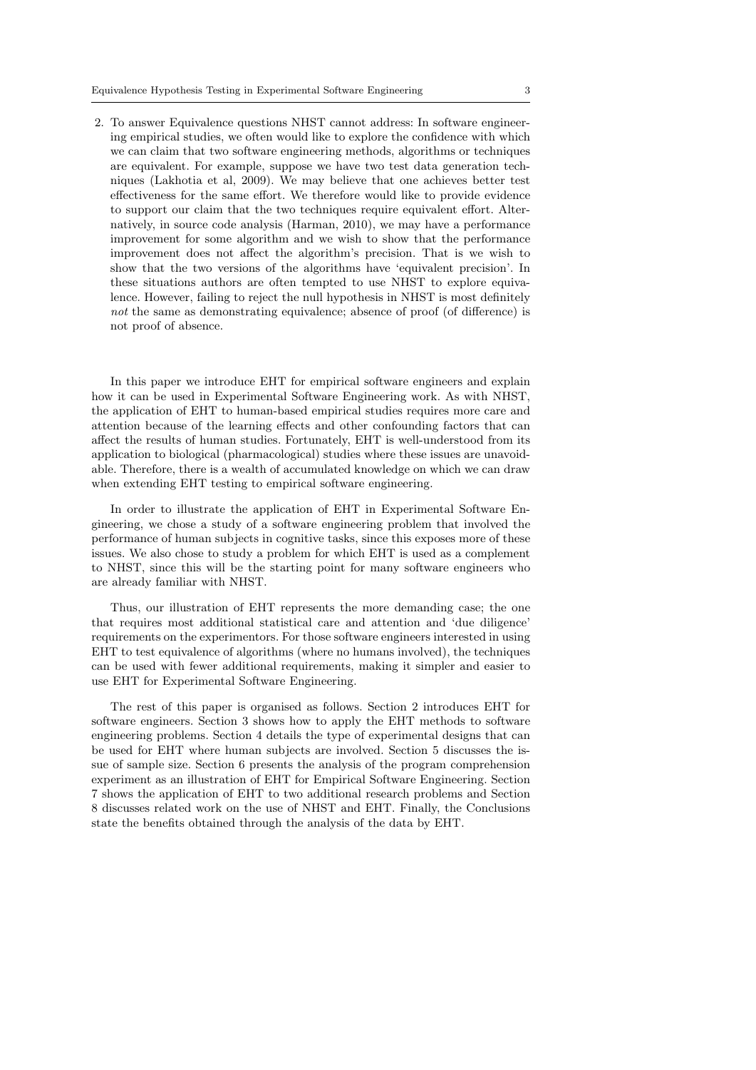2. To answer Equivalence questions NHST cannot address: In software engineering empirical studies, we often would like to explore the confidence with which we can claim that two software engineering methods, algorithms or techniques are equivalent. For example, suppose we have two test data generation techniques (Lakhotia et al, 2009). We may believe that one achieves better test effectiveness for the same effort. We therefore would like to provide evidence to support our claim that the two techniques require equivalent effort. Alternatively, in source code analysis (Harman, 2010), we may have a performance improvement for some algorithm and we wish to show that the performance improvement does not affect the algorithm's precision. That is we wish to show that the two versions of the algorithms have 'equivalent precision'. In these situations authors are often tempted to use NHST to explore equivalence. However, failing to reject the null hypothesis in NHST is most definitely *not* the same as demonstrating equivalence; absence of proof (of difference) is not proof of absence.

In this paper we introduce EHT for empirical software engineers and explain how it can be used in Experimental Software Engineering work. As with NHST, the application of EHT to human-based empirical studies requires more care and attention because of the learning effects and other confounding factors that can affect the results of human studies. Fortunately, EHT is well-understood from its application to biological (pharmacological) studies where these issues are unavoidable. Therefore, there is a wealth of accumulated knowledge on which we can draw when extending EHT testing to empirical software engineering.

In order to illustrate the application of EHT in Experimental Software Engineering, we chose a study of a software engineering problem that involved the performance of human subjects in cognitive tasks, since this exposes more of these issues. We also chose to study a problem for which EHT is used as a complement to NHST, since this will be the starting point for many software engineers who are already familiar with NHST.

Thus, our illustration of EHT represents the more demanding case; the one that requires most additional statistical care and attention and 'due diligence' requirements on the experimentors. For those software engineers interested in using EHT to test equivalence of algorithms (where no humans involved), the techniques can be used with fewer additional requirements, making it simpler and easier to use EHT for Experimental Software Engineering.

The rest of this paper is organised as follows. Section 2 introduces EHT for software engineers. Section 3 shows how to apply the EHT methods to software engineering problems. Section 4 details the type of experimental designs that can be used for EHT where human subjects are involved. Section 5 discusses the issue of sample size. Section 6 presents the analysis of the program comprehension experiment as an illustration of EHT for Empirical Software Engineering. Section 7 shows the application of EHT to two additional research problems and Section 8 discusses related work on the use of NHST and EHT. Finally, the Conclusions state the benefits obtained through the analysis of the data by EHT.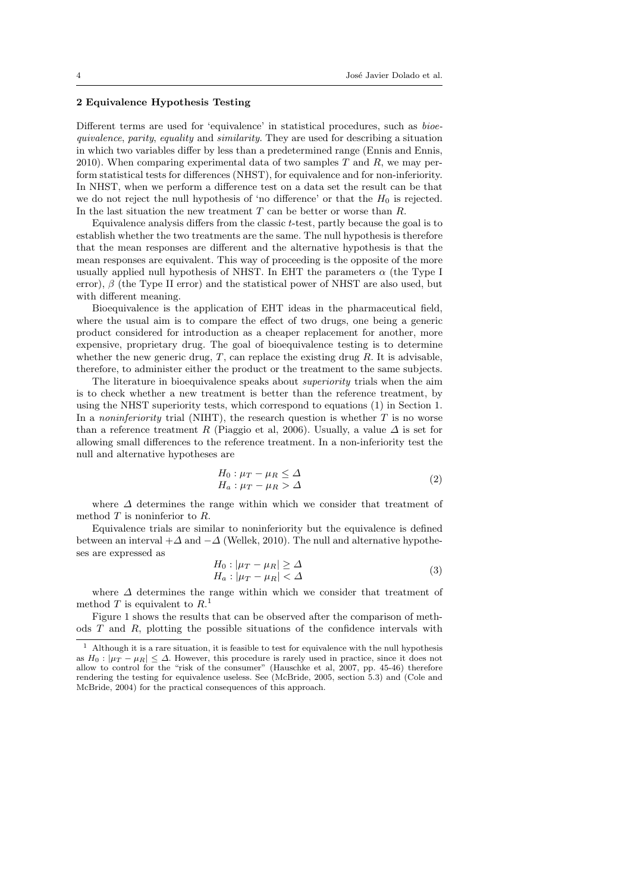## 2 Equivalence Hypothesis Testing

Different terms are used for 'equivalence' in statistical procedures, such as *bioequivalence*, *parity*, *equality* and *similarity*. They are used for describing a situation in which two variables differ by less than a predetermined range (Ennis and Ennis, 2010). When comparing experimental data of two samples $T$ and $R$, we may perform statistical tests for differences (NHST), for equivalence and for non-inferiority. In NHST, when we perform a difference test on a data set the result can be that we do not reject the null hypothesis of 'no difference' or that the $H_0$ is rejected. In the last situation the new treatment $T$ can be better or worse than $R$.

Equivalence analysis differs from the classic $t$-test, partly because the goal is to establish whether the two treatments are the same. The null hypothesis is therefore that the mean responses are different and the alternative hypothesis is that the mean responses are equivalent. This way of proceeding is the opposite of the more usually applied null hypothesis of NHST. In EHT the parameters $\alpha$ (the Type I error), $\beta$ (the Type II error) and the statistical power of NHST are also used, but with different meaning.

Bioequivalence is the application of EHT ideas in the pharmaceutical field, where the usual aim is to compare the effect of two drugs, one being a generic product considered for introduction as a cheaper replacement for another, more expensive, proprietary drug. The goal of bioequivalence testing is to determine whether the new generic drug, $T$, can replace the existing drug $R$. It is advisable, therefore, to administer either the product or the treatment to the same subjects.

The literature in bioequivalence speaks about *superiority* trials when the aim is to check whether a new treatment is better than the reference treatment, by using the NHST superiority tests, which correspond to equations (1) in Section 1. In a *noninferiority* trial (NIHT), the research question is whether $T$ is no worse than a reference treatment $R$ (Piaggio et al, 2006). Usually, a value $\Delta$ is set for allowing small differences to the reference treatment. In a non-inferiority test the null and alternative hypotheses are

$$
\begin{aligned}
H_0 &: \mu_T - \mu_R \leq \Delta \\
H_a &: \mu_T - \mu_R > \Delta
\end{aligned}
\tag{2}
$$

where $\Delta$ determines the range within which we consider that treatment of method $T$ is noninferior to $R$.

Equivalence trials are similar to noninferiority but the equivalence is defined between an interval $+\Delta$ and $-\Delta$ (Wellek, 2010). The null and alternative hypotheses are expressed as

$$
\begin{aligned}
H_0 &: |\mu_T - \mu_R| \geq \Delta \\
H_a &: |\mu_T - \mu_R| < \Delta
\end{aligned}
\tag{3}
$$

where $\Delta$ determines the range within which we consider that treatment of method $T$ is equivalent to $R$.[1]

Figure 1 shows the results that can be observed after the comparison of methods $T$ and $R$, plotting the possible situations of the confidence intervals with

[1] Although it is a rare situation, it is feasible to test for equivalence with the null hypothesis as $H_0 : |\mu_T - \mu_R| \leq \Delta$. However, this procedure is rarely used in practice, since it does not allow to control for the "risk of the consumer" (Hauschke et al, 2007, pp. 45-46) therefore rendering the testing for equivalence useless. See (McBride, 2005, section 5.3) and (Cole and McBride, 2004) for the practical consequences of this approach.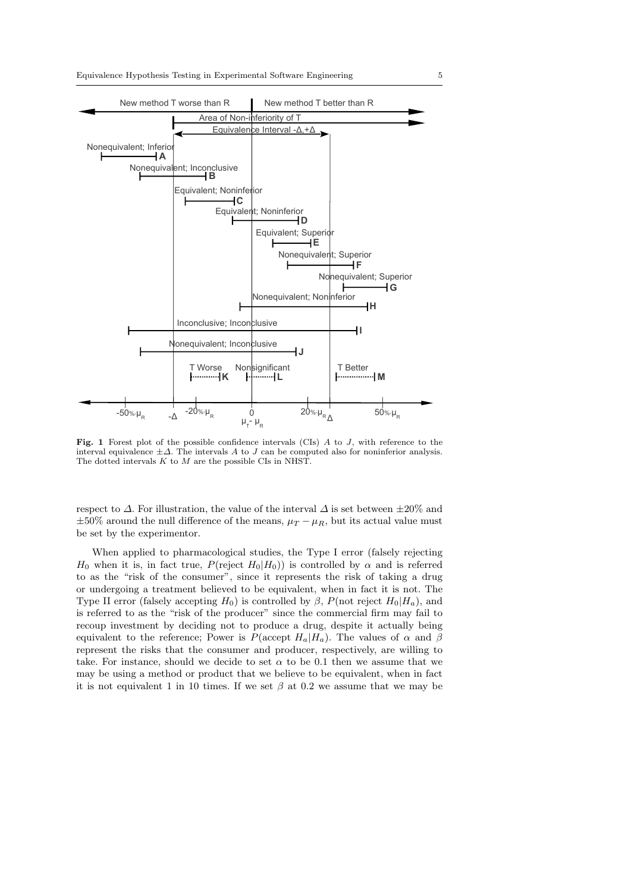**Fig. 1** Forest plot of the possible confidence intervals (CIs) $A$ to $J$, with reference to the interval equivalence $\pm\Delta$. The intervals $A$ to $J$ can be computed also for noninferior analysis. The dotted intervals $K$ to $M$ are the possible CIs in NHST.

respect to $\Delta$. For illustration, the value of the interval $\Delta$ is set between $\pm 20\%$ and $\pm 50\%$ around the null difference of the means, $\mu_T - \mu_R$, but its actual value must be set by the experimentor.

When applied to pharmacological studies, the Type I error (falsely rejecting $H_0$ when it is, in fact true, $P(\text{reject } H_0|H_0)$) is controlled by $\alpha$ and is referred to as the "risk of the consumer", since it represents the risk of taking a drug or undergoing a treatment believed to be equivalent, when in fact it is not. The Type II error (falsely accepting $H_0$) is controlled by $\beta$, $P(\text{not reject } H_0|H_a)$, and is referred to as the "risk of the producer" since the commercial firm may fail to recoup investment by deciding not to produce a drug, despite it actually being equivalent to the reference; Power is $P(\text{accept } H_a|H_a)$. The values of $\alpha$ and $\beta$ represent the risks that the consumer and producer, respectively, are willing to take. For instance, should we decide to set $\alpha$ to be 0.1 then we assume that we may be using a method or product that we believe to be equivalent, when in fact it is not equivalent 1 in 10 times. If we set $\beta$ at 0.2 we assume that we may be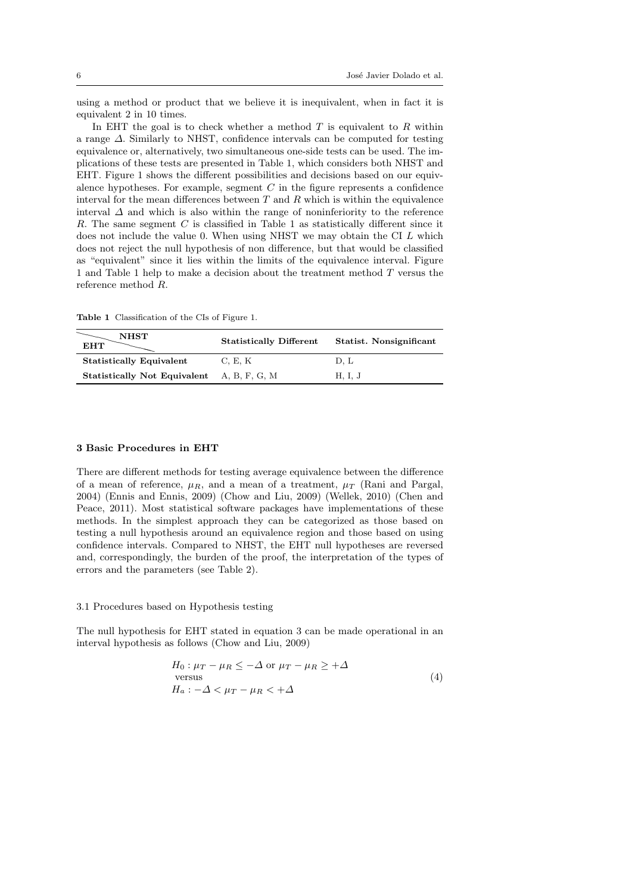using a method or product that we believe it is inequivalent, when in fact it is equivalent 2 in 10 times.

In EHT the goal is to check whether a method $T$ is equivalent to $R$ within a range $\Delta$. Similarly to NHST, confidence intervals can be computed for testing equivalence or, alternatively, two simultaneous one-side tests can be used. The implications of these tests are presented in Table 1, which considers both NHST and EHT. Figure 1 shows the different possibilities and decisions based on our equivalence hypotheses. For example, segment $C$ in the figure represents a confidence interval for the mean differences between $T$ and $R$ which is within the equivalence interval $\Delta$ and which is also within the range of noninferiority to the reference $R$. The same segment $C$ is classified in Table 1 as statistically different since it does not include the value 0. When using NHST we may obtain the CI $L$ which does not reject the null hypothesis of non difference, but that would be classified as "equivalent" since it lies within the limits of the equivalence interval. Figure 1 and Table 1 help to make a decision about the treatment method $T$ versus the reference method $R$.

**Table 1** Classification of the CIs of Figure 1.

| EHT \ NHST | Statistically Different | Statist. Nonsignificant |
|---|---|---|
| **Statistically Equivalent** | C, E, K | D, L |
| **Statistically Not Equivalent** | A, B, F, G, M | H, I, J |

## 3 Basic Procedures in EHT

There are different methods for testing average equivalence between the difference of a mean of reference, $\mu_R$, and a mean of a treatment, $\mu_T$ (Rani and Pargal, 2004) (Ennis and Ennis, 2009) (Chow and Liu, 2009) (Wellek, 2010) (Chen and Peace, 2011). Most statistical software packages have implementations of these methods. In the simplest approach they can be categorized as those based on testing a null hypothesis around an equivalence region and those based on using confidence intervals. Compared to NHST, the EHT null hypotheses are reversed and, correspondingly, the burden of the proof, the interpretation of the types of errors and the parameters (see Table 2).

### 3.1 Procedures based on Hypothesis testing

The null hypothesis for EHT stated in equation 3 can be made operational in an interval hypothesis as follows (Chow and Liu, 2009)

$$
\begin{aligned}
&H_0 : \mu_T - \mu_R \leq -\Delta \text{ or } \mu_T - \mu_R \geq +\Delta \\
&\text{versus} \\
&H_a : -\Delta < \mu_T - \mu_R < +\Delta
\end{aligned}
\tag{4}
$$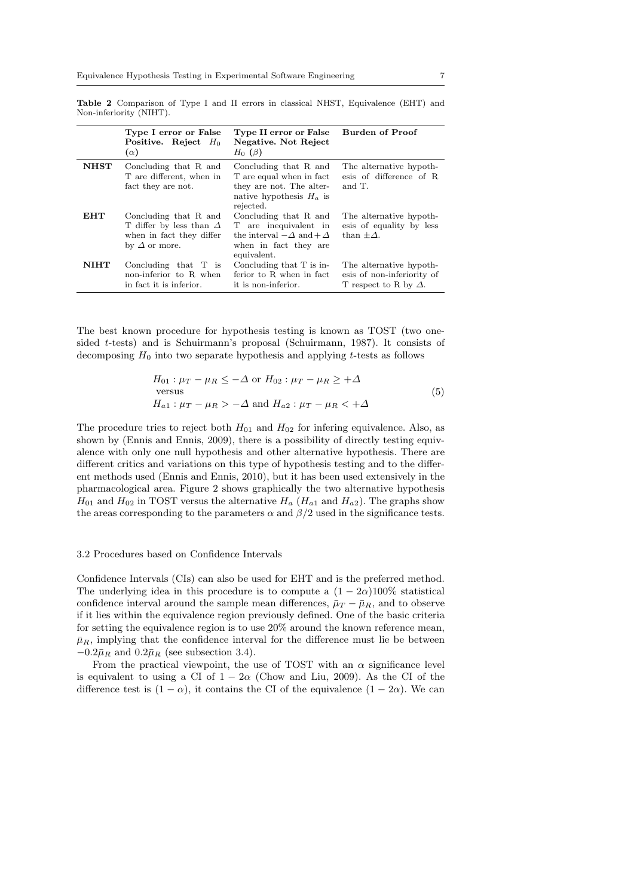**Table 2** Comparison of Type I and II errors in classical NHST, Equivalence (EHT) and Non-inferiority (NIHT).

| | **Type I error or False Positive. Reject $H_0$ ($\alpha$)** | **Type II error or False Negative. Not Reject $H_0$ ($\beta$)** | **Burden of Proof** |
|---|---|---|---|
| **NHST** | Concluding that R and T are different, when in fact they are not. | Concluding that R and T are equal when in fact they are not. The alternative hypothesis $H_a$ is rejected. | The alternative hypothesis of difference of R and T. |
| **EHT** | Concluding that R and T differ by less than $\Delta$ when in fact they differ by $\Delta$ or more. | Concluding that R and T are inequivalent in the interval $-\Delta$ and $+\Delta$ when in fact they are equivalent. | The alternative hypothesis of equality by less than $\pm\Delta$. |
| **NIHT** | Concluding that T is non-inferior to R when in fact it is inferior. | Concluding that T is inferior to R when in fact it is non-inferior. | The alternative hypothesis of non-inferiority of T respect to R by $\Delta$. |

The best known procedure for hypothesis testing is known as TOST (two one-sided $t$-tests) and is Schuirmann's proposal (Schuirmann, 1987). It consists of decomposing $H_0$ into two separate hypothesis and applying $t$-tests as follows

$$
\begin{aligned}
&H_{01} : \mu_T - \mu_R \leq -\Delta \text{ or } H_{02} : \mu_T - \mu_R \geq +\Delta \\
&\text{versus} \\
&H_{a1} : \mu_T - \mu_R > -\Delta \text{ and } H_{a2} : \mu_T - \mu_R < +\Delta
\end{aligned}
\tag{5}
$$

The procedure tries to reject both $H_{01}$ and $H_{02}$ for infering equivalence. Also, as shown by (Ennis and Ennis, 2009), there is a possibility of directly testing equivalence with only one null hypothesis and other alternative hypothesis. There are different critics and variations on this type of hypothesis testing and to the different methods used (Ennis and Ennis, 2010), but it has been used extensively in the pharmacological area. Figure 2 shows graphically the two alternative hypothesis $H_{01}$ and $H_{02}$ in TOST versus the alternative $H_a$ ($H_{a1}$ and $H_{a2}$). The graphs show the areas corresponding to the parameters $\alpha$ and $\beta/2$ used in the significance tests.

### 3.2 Procedures based on Confidence Intervals

Confidence Intervals (CIs) can also be used for EHT and is the preferred method. The underlying idea in this procedure is to compute a $(1 - 2\alpha)100\%$ statistical confidence interval around the sample mean differences, $\bar{\mu}_T - \bar{\mu}_R$, and to observe if it lies within the equivalence region previously defined. One of the basic criteria for setting the equivalence region is to use 20% around the known reference mean, $\bar{\mu}_R$, implying that the confidence interval for the difference must lie be between $-0.2\bar{\mu}_R$ and $0.2\bar{\mu}_R$ (see subsection 3.4).

From the practical viewpoint, the use of TOST with an $\alpha$ significance level is equivalent to using a CI of $1 - 2\alpha$ (Chow and Liu, 2009). As the CI of the difference test is $(1 - \alpha)$, it contains the CI of the equivalence $(1 - 2\alpha)$. We can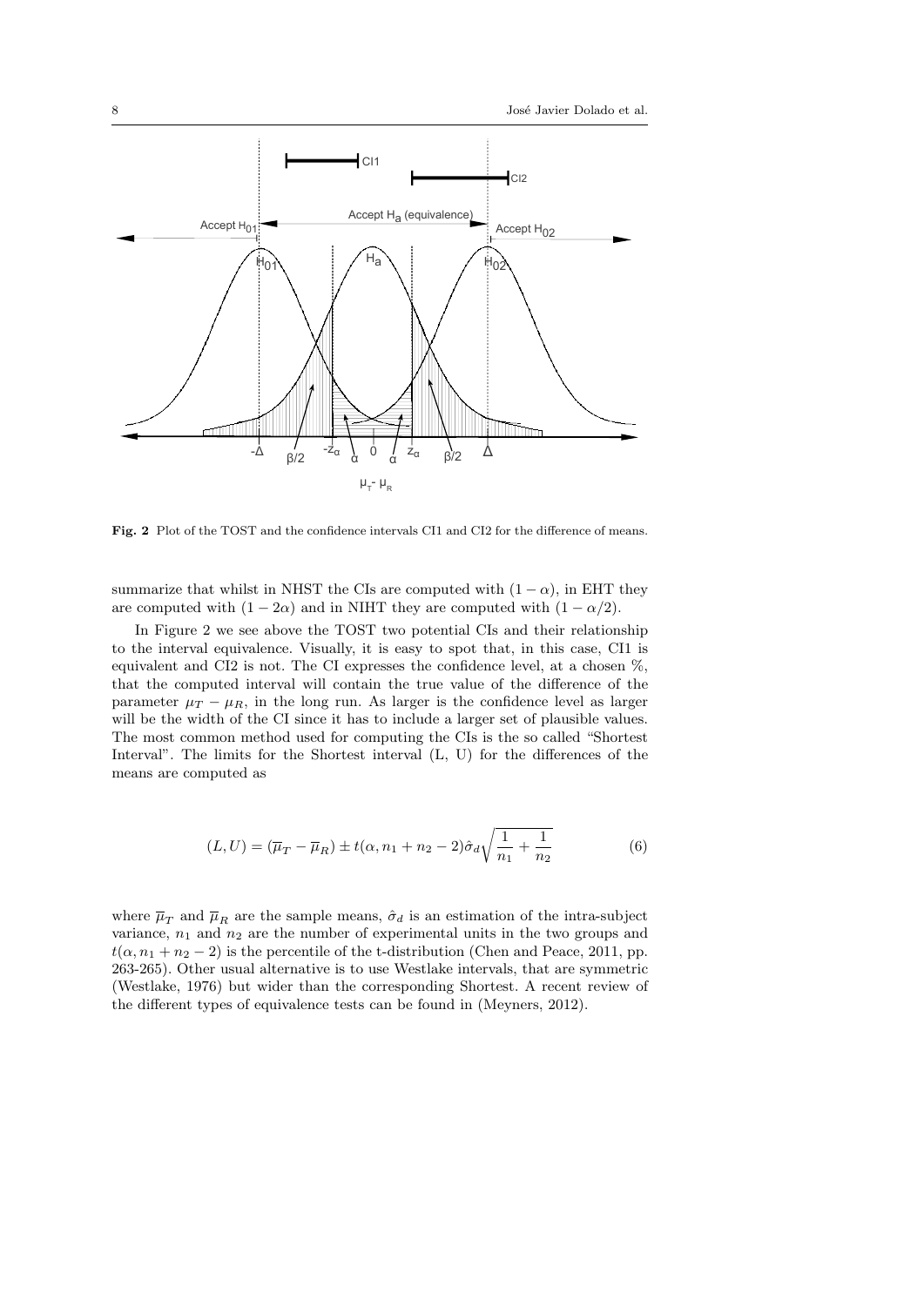**Fig. 2** Plot of the TOST and the confidence intervals CI1 and CI2 for the difference of means.

summarize that whilst in NHST the CIs are computed with $(1-\alpha)$, in EHT they are computed with $(1-2\alpha)$ and in NIHT they are computed with $(1-\alpha/2)$.

In Figure 2 we see above the TOST two potential CIs and their relationship to the interval equivalence. Visually, it is easy to spot that, in this case, CI1 is equivalent and CI2 is not. The CI expresses the confidence level, at a chosen %, that the computed interval will contain the true value of the difference of the parameter $\mu_T - \mu_R$, in the long run. As larger is the confidence level as larger will be the width of the CI since it has to include a larger set of plausible values. The most common method used for computing the CIs is the so called "Shortest Interval". The limits for the Shortest interval (L, U) for the differences of the means are computed as

$$(L, U) = (\overline{\mu}_T - \overline{\mu}_R) \pm t(\alpha, n_1 + n_2 - 2)\hat{\sigma}_d \sqrt{\frac{1}{n_1} + \frac{1}{n_2}} \tag{6}$$

where $\overline{\mu}_T$ and $\overline{\mu}_R$ are the sample means, $\hat{\sigma}_d$ is an estimation of the intra-subject variance, $n_1$ and $n_2$ are the number of experimental units in the two groups and $t(\alpha, n_1 + n_2 - 2)$ is the percentile of the t-distribution (Chen and Peace, 2011, pp. 263-265). Other usual alternative is to use Westlake intervals, that are symmetric (Westlake, 1976) but wider than the corresponding Shortest. A recent review of the different types of equivalence tests can be found in (Meyners, 2012).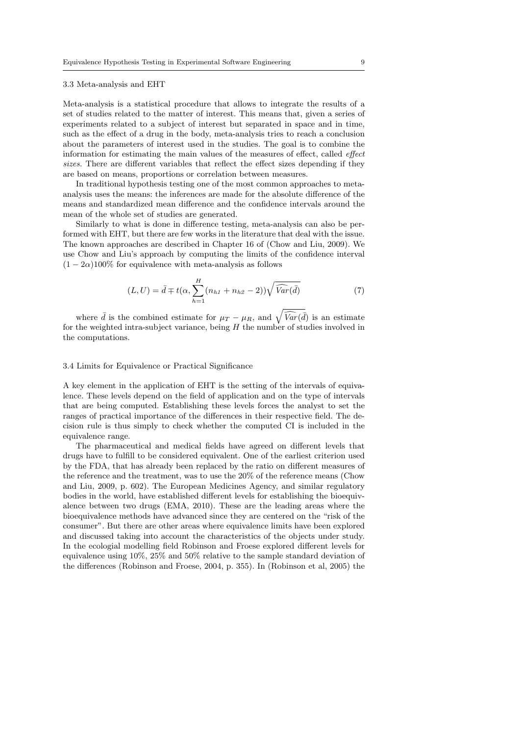### 3.3 Meta-analysis and EHT

Meta-analysis is a statistical procedure that allows to integrate the results of a set of studies related to the matter of interest. This means that, given a series of experiments related to a subject of interest but separated in space and in time, such as the effect of a drug in the body, meta-analysis tries to reach a conclusion about the parameters of interest used in the studies. The goal is to combine the information for estimating the main values of the measures of effect, called *effect sizes*. There are different variables that reflect the effect sizes depending if they are based on means, proportions or correlation between measures.

In traditional hypothesis testing one of the most common approaches to meta-analysis uses the means: the inferences are made for the absolute difference of the means and standardized mean difference and the confidence intervals around the mean of the whole set of studies are generated.

Similarly to what is done in difference testing, meta-analysis can also be performed with EHT, but there are few works in the literature that deal with the issue. The known approaches are described in Chapter 16 of (Chow and Liu, 2009). We use Chow and Liu's approach by computing the limits of the confidence interval $(1-2\alpha)100\%$ for equivalence with meta-analysis as follows

$$(L, U) = \bar{d} \mp t(\alpha, \sum_{h=1}^{H}(n_{h1} + n_{h2} - 2))\sqrt{\widehat{Var}(\bar{d})} \tag{7}$$

where $\bar{d}$ is the combined estimate for $\mu_T - \mu_R$, and $\sqrt{\widehat{Var}(\bar{d})}$ is an estimate for the weighted intra-subject variance, being $H$ the number of studies involved in the computations.

### 3.4 Limits for Equivalence or Practical Significance

A key element in the application of EHT is the setting of the intervals of equivalence. These levels depend on the field of application and on the type of intervals that are being computed. Establishing these levels forces the analyst to set the ranges of practical importance of the differences in their respective field. The decision rule is thus simply to check whether the computed CI is included in the equivalence range.

The pharmaceutical and medical fields have agreed on different levels that drugs have to fulfill to be considered equivalent. One of the earliest criterion used by the FDA, that has already been replaced by the ratio on different measures of the reference and the treatment, was to use the 20% of the reference means (Chow and Liu, 2009, p. 602). The European Medicines Agency, and similar regulatory bodies in the world, have established different levels for establishing the bioequivalence between two drugs (EMA, 2010). These are the leading areas where the bioequivalence methods have advanced since they are centered on the "risk of the consumer". But there are other areas where equivalence limits have been explored and discussed taking into account the characteristics of the objects under study. In the ecologial modelling field Robinson and Froese explored different levels for equivalence using 10%, 25% and 50% relative to the sample standard deviation of the differences (Robinson and Froese, 2004, p. 355). In (Robinson et al, 2005) the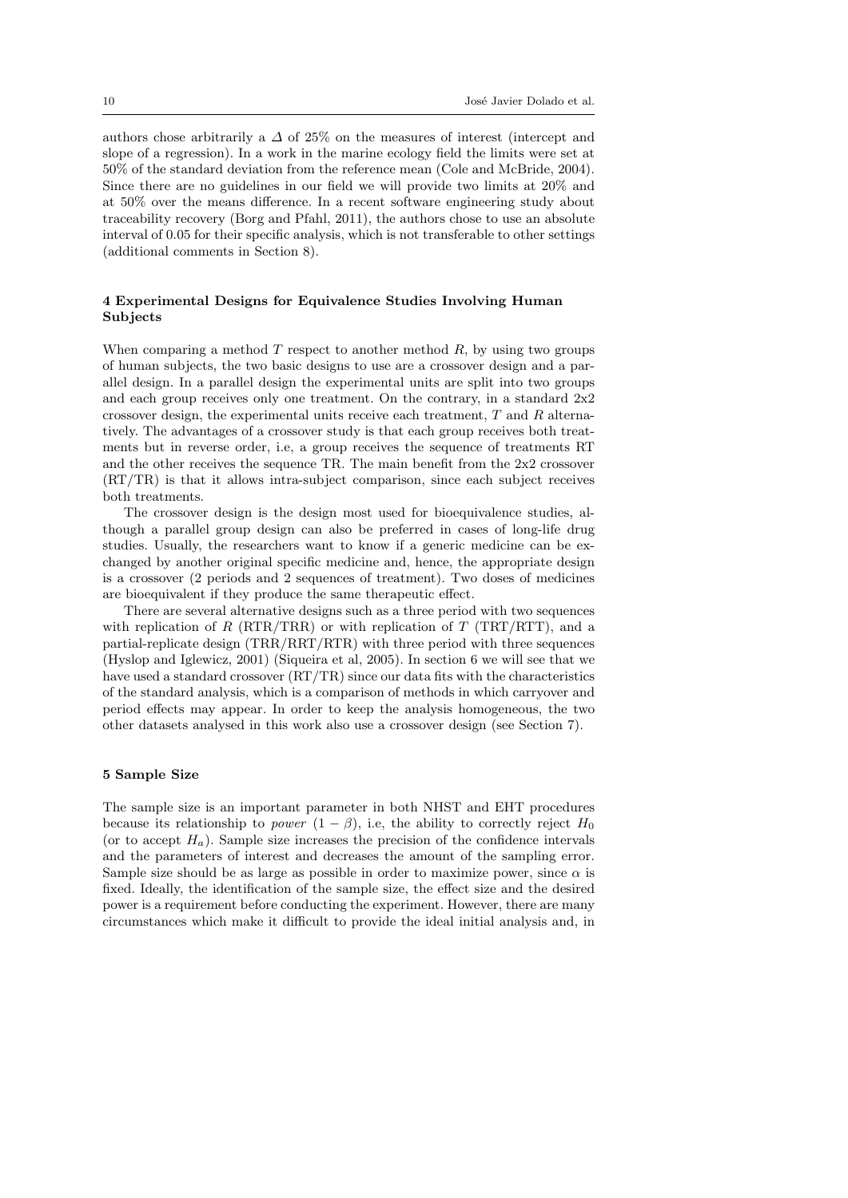authors chose arbitrarily a $\Delta$ of 25% on the measures of interest (intercept and slope of a regression). In a work in the marine ecology field the limits were set at 50% of the standard deviation from the reference mean (Cole and McBride, 2004). Since there are no guidelines in our field we will provide two limits at 20% and at 50% over the means difference. In a recent software engineering study about traceability recovery (Borg and Pfahl, 2011), the authors chose to use an absolute interval of 0.05 for their specific analysis, which is not transferable to other settings (additional comments in Section 8).

## 4 Experimental Designs for Equivalence Studies Involving Human Subjects

When comparing a method $T$ respect to another method $R$, by using two groups of human subjects, the two basic designs to use are a crossover design and a parallel design. In a parallel design the experimental units are split into two groups and each group receives only one treatment. On the contrary, in a standard 2x2 crossover design, the experimental units receive each treatment, $T$ and $R$ alternatively. The advantages of a crossover study is that each group receives both treatments but in reverse order, i.e, a group receives the sequence of treatments RT and the other receives the sequence TR. The main benefit from the 2x2 crossover (RT/TR) is that it allows intra-subject comparison, since each subject receives both treatments.

The crossover design is the design most used for bioequivalence studies, although a parallel group design can also be preferred in cases of long-life drug studies. Usually, the researchers want to know if a generic medicine can be exchanged by another original specific medicine and, hence, the appropriate design is a crossover (2 periods and 2 sequences of treatment). Two doses of medicines are bioequivalent if they produce the same therapeutic effect.

There are several alternative designs such as a three period with two sequences with replication of $R$ (RTR/TRR) or with replication of $T$ (TRT/RTT), and a partial-replicate design (TRR/RRT/RTR) with three period with three sequences (Hyslop and Iglewicz, 2001) (Siqueira et al, 2005). In section 6 we will see that we have used a standard crossover (RT/TR) since our data fits with the characteristics of the standard analysis, which is a comparison of methods in which carryover and period effects may appear. In order to keep the analysis homogeneous, the two other datasets analysed in this work also use a crossover design (see Section 7).

## 5 Sample Size

The sample size is an important parameter in both NHST and EHT procedures because its relationship to *power* $(1 - \beta)$, i.e, the ability to correctly reject $H_0$ (or to accept $H_a$). Sample size increases the precision of the confidence intervals and the parameters of interest and decreases the amount of the sampling error. Sample size should be as large as possible in order to maximize power, since $\alpha$ is fixed. Ideally, the identification of the sample size, the effect size and the desired power is a requirement before conducting the experiment. However, there are many circumstances which make it difficult to provide the ideal initial analysis and, in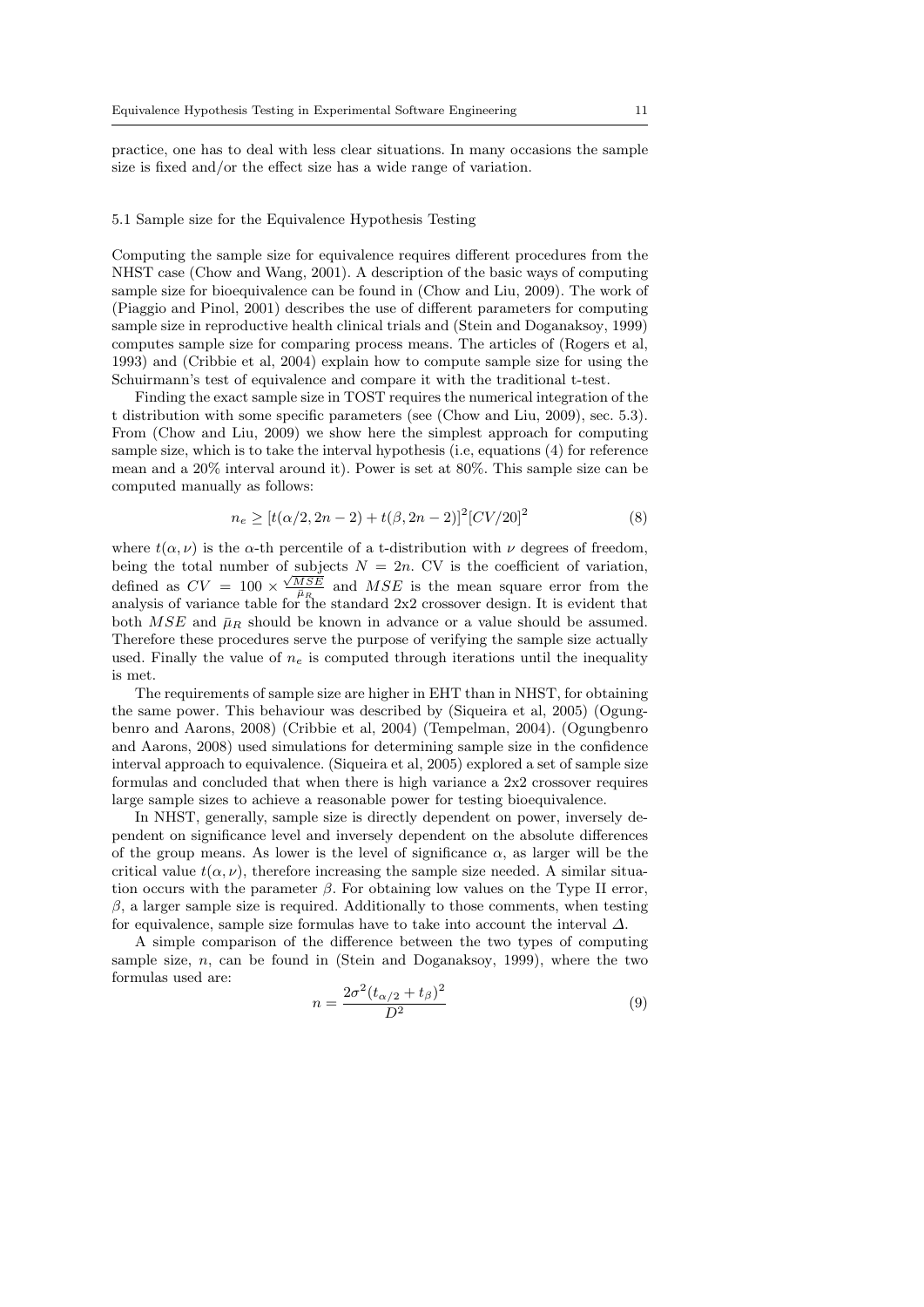practice, one has to deal with less clear situations. In many occasions the sample size is fixed and/or the effect size has a wide range of variation.

### 5.1 Sample size for the Equivalence Hypothesis Testing

Computing the sample size for equivalence requires different procedures from the NHST case (Chow and Wang, 2001). A description of the basic ways of computing sample size for bioequivalence can be found in (Chow and Liu, 2009). The work of (Piaggio and Pinol, 2001) describes the use of different parameters for computing sample size in reproductive health clinical trials and (Stein and Doganaksoy, 1999) computes sample size for comparing process means. The articles of (Rogers et al, 1993) and (Cribbie et al, 2004) explain how to compute sample size for using the Schuirmann's test of equivalence and compare it with the traditional t-test.

Finding the exact sample size in TOST requires the numerical integration of the t distribution with some specific parameters (see (Chow and Liu, 2009), sec. 5.3). From (Chow and Liu, 2009) we show here the simplest approach for computing sample size, which is to take the interval hypothesis (i.e, equations (4) for reference mean and a 20% interval around it). Power is set at 80%. This sample size can be computed manually as follows:

$$n_e \geq [t(\alpha/2, 2n-2) + t(\beta, 2n-2)]^2 [CV/20]^2 \tag{8}$$

where $t(\alpha, \nu)$ is the $\alpha$-th percentile of a t-distribution with $\nu$ degrees of freedom, being the total number of subjects $N = 2n$. CV is the coefficient of variation, defined as $CV = 100 \times \frac{\sqrt{MSE}}{\bar{\mu}_R}$ and $MSE$ is the mean square error from the analysis of variance table for the standard 2x2 crossover design. It is evident that both $MSE$ and $\bar{\mu}_R$ should be known in advance or a value should be assumed. Therefore these procedures serve the purpose of verifying the sample size actually used. Finally the value of $n_e$ is computed through iterations until the inequality is met.

The requirements of sample size are higher in EHT than in NHST, for obtaining the same power. This behaviour was described by (Siqueira et al, 2005) (Ogungbenro and Aarons, 2008) (Cribbie et al, 2004) (Tempelman, 2004). (Ogungbenro and Aarons, 2008) used simulations for determining sample size in the confidence interval approach to equivalence. (Siqueira et al, 2005) explored a set of sample size formulas and concluded that when there is high variance a 2x2 crossover requires large sample sizes to achieve a reasonable power for testing bioequivalence.

In NHST, generally, sample size is directly dependent on power, inversely dependent on significance level and inversely dependent on the absolute differences of the group means. As lower is the level of significance $\alpha$, as larger will be the critical value $t(\alpha, \nu)$, therefore increasing the sample size needed. A similar situation occurs with the parameter $\beta$. For obtaining low values on the Type II error, $\beta$, a larger sample size is required. Additionally to those comments, when testing for equivalence, sample size formulas have to take into account the interval $\Delta$.

A simple comparison of the difference between the two types of computing sample size, $n$, can be found in (Stein and Doganaksoy, 1999), where the two formulas used are:

$$n = \frac{2\sigma^2 (t_{\alpha/2} + t_{\beta})^2}{D^2} \tag{9}$$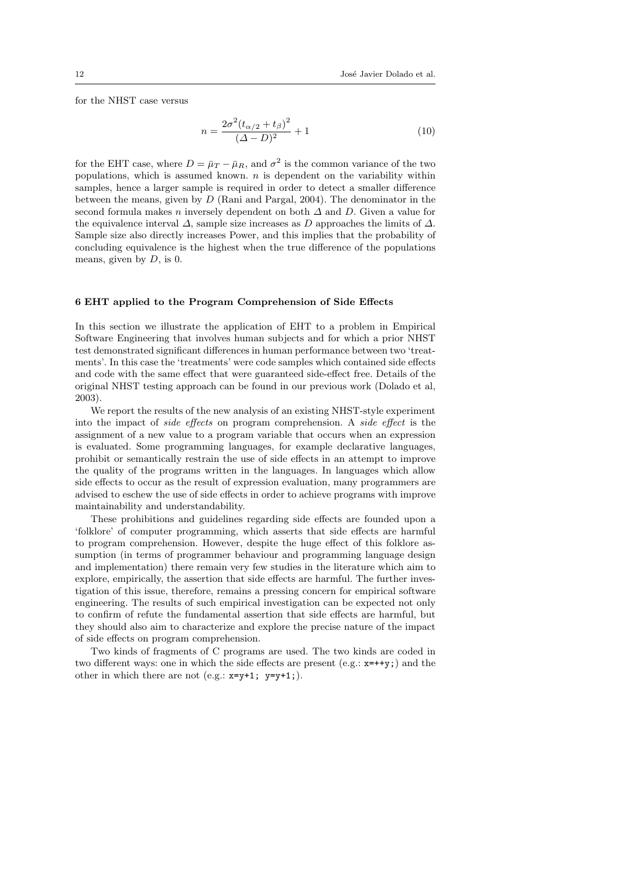for the NHST case versus

$$n = \frac{2\sigma^2(t_{\alpha/2} + t_\beta)^2}{(\Delta - D)^2} + 1 \tag{10}$$

for the EHT case, where $D = \bar{\mu}_T - \bar{\mu}_R$, and $\sigma^2$ is the common variance of the two populations, which is assumed known. $n$ is dependent on the variability within samples, hence a larger sample is required in order to detect a smaller difference between the means, given by $D$ (Rani and Pargal, 2004). The denominator in the second formula makes $n$ inversely dependent on both $\Delta$ and $D$. Given a value for the equivalence interval $\Delta$, sample size increases as $D$ approaches the limits of $\Delta$. Sample size also directly increases Power, and this implies that the probability of concluding equivalence is the highest when the true difference of the populations means, given by $D$, is 0.

## 6 EHT applied to the Program Comprehension of Side Effects

In this section we illustrate the application of EHT to a problem in Empirical Software Engineering that involves human subjects and for which a prior NHST test demonstrated significant differences in human performance between two 'treatments'. In this case the 'treatments' were code samples which contained side effects and code with the same effect that were guaranteed side-effect free. Details of the original NHST testing approach can be found in our previous work (Dolado et al, 2003).

We report the results of the new analysis of an existing NHST-style experiment into the impact of *side effects* on program comprehension. A *side effect* is the assignment of a new value to a program variable that occurs when an expression is evaluated. Some programming languages, for example declarative languages, prohibit or semantically restrain the use of side effects in an attempt to improve the quality of the programs written in the languages. In languages which allow side effects to occur as the result of expression evaluation, many programmers are advised to eschew the use of side effects in order to achieve programs with improve maintainability and understandability.

These prohibitions and guidelines regarding side effects are founded upon a 'folklore' of computer programming, which asserts that side effects are harmful to program comprehension. However, despite the huge effect of this folklore assumption (in terms of programmer behaviour and programming language design and implementation) there remain very few studies in the literature which aim to explore, empirically, the assertion that side effects are harmful. The further investigation of this issue, therefore, remains a pressing concern for empirical software engineering. The results of such empirical investigation can be expected not only to confirm of refute the fundamental assertion that side effects are harmful, but they should also aim to characterize and explore the precise nature of the impact of side effects on program comprehension.

Two kinds of fragments of C programs are used. The two kinds are coded in two different ways: one in which the side effects are present (e.g.: `x=++y;`) and the other in which there are not (e.g.: `x=y+1; y=y+1;`).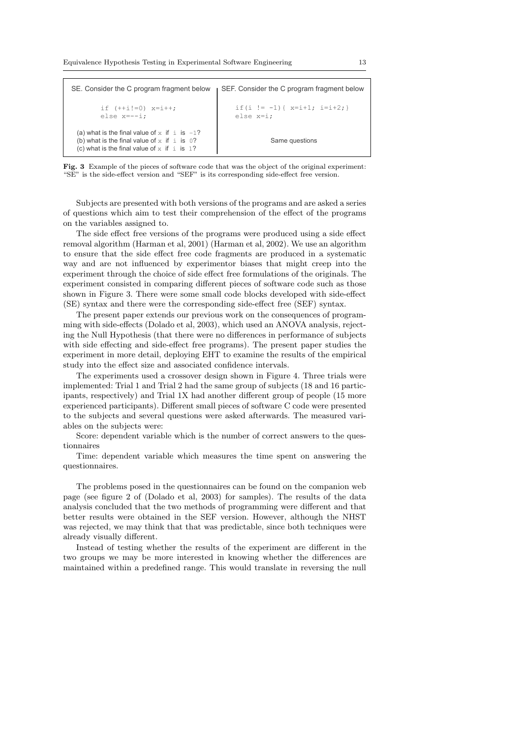| SE. Consider the C program fragment below | SEF. Consider the C program fragment below |
|---|---|
| `if (++i!=0) x=i++;`<br>`else x=--i;` | `if(i != -1){ x=i+1; i=i+2;}`<br>`else x=i;` |
| (a) what is the final value of `x` if `i` is `-1`?<br>(b) what is the final value of `x` if `i` is `0`?<br>(c) what is the final value of `x` if `i` is `1`? | Same questions |

**Fig. 3** Example of the pieces of software code that was the object of the original experiment: "SE" is the side-effect version and "SEF" is its corresponding side-effect free version.

Subjects are presented with both versions of the programs and are asked a series of questions which aim to test their comprehension of the effect of the programs on the variables assigned to.

The side effect free versions of the programs were produced using a side effect removal algorithm (Harman et al, 2001) (Harman et al, 2002). We use an algorithm to ensure that the side effect free code fragments are produced in a systematic way and are not influenced by experimentor biases that might creep into the experiment through the choice of side effect free formulations of the originals. The experiment consisted in comparing different pieces of software code such as those shown in Figure 3. There were some small code blocks developed with side-effect (SE) syntax and there were the corresponding side-effect free (SEF) syntax.

The present paper extends our previous work on the consequences of programming with side-effects (Dolado et al, 2003), which used an ANOVA analysis, rejecting the Null Hypothesis (that there were no differences in performance of subjects with side effecting and side-effect free programs). The present paper studies the experiment in more detail, deploying EHT to examine the results of the empirical study into the effect size and associated confidence intervals.

The experiments used a crossover design shown in Figure 4. Three trials were implemented: Trial 1 and Trial 2 had the same group of subjects (18 and 16 participants, respectively) and Trial 1X had another different group of people (15 more experienced participants). Different small pieces of software C code were presented to the subjects and several questions were asked afterwards. The measured variables on the subjects were:

Score: dependent variable which is the number of correct answers to the questionnaires

Time: dependent variable which measures the time spent on answering the questionnaires.

The problems posed in the questionnaires can be found on the companion web page (see figure 2 of (Dolado et al, 2003) for samples). The results of the data analysis concluded that the two methods of programming were different and that better results were obtained in the SEF version. However, although the NHST was rejected, we may think that that was predictable, since both techniques were already visually different.

Instead of testing whether the results of the experiment are different in the two groups we may be more interested in knowing whether the differences are maintained within a predefined range. This would translate in reversing the null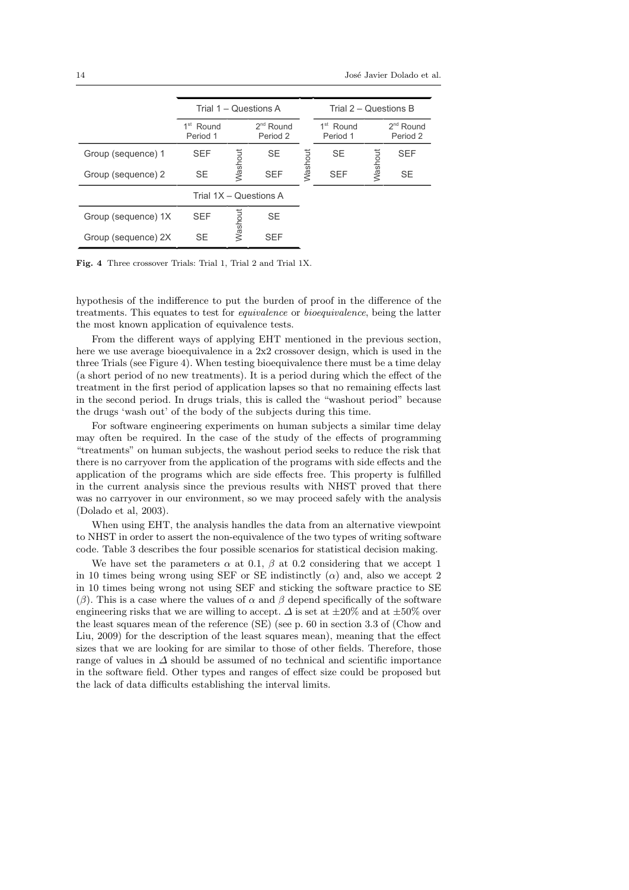| | Trial 1 – Questions A | | | | Trial 2 – Questions B | | |
|---|---|---|---|---|---|---|---|
| | 1st Round Period 1 | | 2nd Round Period 2 | | 1st Round Period 1 | | 2nd Round Period 2 |
| Group (sequence) 1 | SEF | Washout | SE | Washout | SE | Washout | SEF |
| Group (sequence) 2 | SE | | SEF | | SEF | | SE |
| | Trial 1X – Questions A | | | | | | |
| Group (sequence) 1X | SEF | Washout | SE | | | | |
| Group (sequence) 2X | SE | | SEF | | | | |

**Fig. 4** Three crossover Trials: Trial 1, Trial 2 and Trial 1X.

hypothesis of the indifference to put the burden of proof in the difference of the treatments. This equates to test for *equivalence* or *bioequivalence*, being the latter the most known application of equivalence tests.

From the different ways of applying EHT mentioned in the previous section, here we use average bioequivalence in a 2x2 crossover design, which is used in the three Trials (see Figure 4). When testing bioequivalence there must be a time delay (a short period of no new treatments). It is a period during which the effect of the treatment in the first period of application lapses so that no remaining effects last in the second period. In drugs trials, this is called the "washout period" because the drugs 'wash out' of the body of the subjects during this time.

For software engineering experiments on human subjects a similar time delay may often be required. In the case of the study of the effects of programming "treatments" on human subjects, the washout period seeks to reduce the risk that there is no carryover from the application of the programs with side effects and the application of the programs which are side effects free. This property is fulfilled in the current analysis since the previous results with NHST proved that there was no carryover in our environment, so we may proceed safely with the analysis (Dolado et al, 2003).

When using EHT, the analysis handles the data from an alternative viewpoint to NHST in order to assert the non-equivalence of the two types of writing software code. Table 3 describes the four possible scenarios for statistical decision making.

We have set the parameters $\alpha$ at 0.1, $\beta$ at 0.2 considering that we accept 1 in 10 times being wrong using SEF or SE indistinctly ($\alpha$) and, also we accept 2 in 10 times being wrong not using SEF and sticking the software practice to SE ($\beta$). This is a case where the values of $\alpha$ and $\beta$ depend specifically of the software engineering risks that we are willing to accept. $\Delta$ is set at $\pm 20\%$ and at $\pm 50\%$ over the least squares mean of the reference (SE) (see p. 60 in section 3.3 of (Chow and Liu, 2009) for the description of the least squares mean), meaning that the effect sizes that we are looking for are similar to those of other fields. Therefore, those range of values in $\Delta$ should be assumed of no technical and scientific importance in the software field. Other types and ranges of effect size could be proposed but the lack of data difficults establishing the interval limits.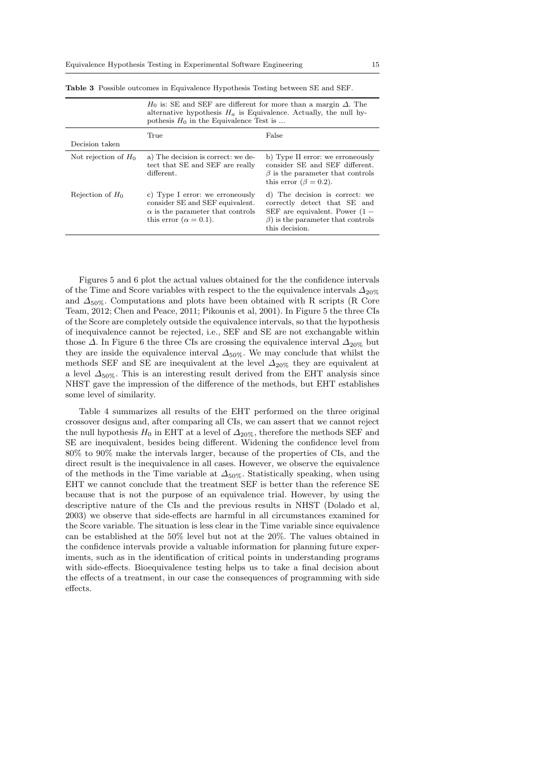**Table 3** Possible outcomes in Equivalence Hypothesis Testing between SE and SEF.

| | $H_0$ is: SE and SEF are different for more than a margin $\Delta$. The alternative hypothesis $H_a$ is Equivalence. Actually, the null hypothesis $H_0$ in the Equivalence Test is ... | |
|---|---|---|
| Decision taken | True | False |
| Not rejection of $H_0$ | a) The decision is correct: we detect that SE and SEF are really different. | b) Type II error: we erroneously consider SE and SEF different. $\beta$ is the parameter that controls this error ($\beta = 0.2$). |
| Rejection of $H_0$ | c) Type I error: we erroneously consider SE and SEF equivalent. $\alpha$ is the parameter that controls this error ($\alpha = 0.1$). | d) The decision is correct: we correctly detect that SE and SEF are equivalent. Power $(1 - \beta)$ is the parameter that controls this decision. |

Figures 5 and 6 plot the actual values obtained for the the confidence intervals of the Time and Score variables with respect to the the equivalence intervals $\Delta_{20\%}$ and $\Delta_{50\%}$. Computations and plots have been obtained with R scripts (R Core Team, 2012; Chen and Peace, 2011; Pikounis et al, 2001). In Figure 5 the three CIs of the Score are completely outside the equivalence intervals, so that the hypothesis of inequivalence cannot be rejected, i.e., SEF and SE are not exchangable within those $\Delta$. In Figure 6 the three CIs are crossing the equivalence interval $\Delta_{20\%}$ but they are inside the equivalence interval $\Delta_{50\%}$. We may conclude that whilst the methods SEF and SE are inequivalent at the level $\Delta_{20\%}$ they are equivalent at a level $\Delta_{50\%}$. This is an interesting result derived from the EHT analysis since NHST gave the impression of the difference of the methods, but EHT establishes some level of similarity.

Table 4 summarizes all results of the EHT performed on the three original crossover designs and, after comparing all CIs, we can assert that we cannot reject the null hypothesis $H_0$ in EHT at a level of $\Delta_{20\%}$, therefore the methods SEF and SE are inequivalent, besides being different. Widening the confidence level from 80% to 90% make the intervals larger, because of the properties of CIs, and the direct result is the inequivalence in all cases. However, we observe the equivalence of the methods in the Time variable at $\Delta_{50\%}$. Statistically speaking, when using EHT we cannot conclude that the treatment SEF is better than the reference SE because that is not the purpose of an equivalence trial. However, by using the descriptive nature of the CIs and the previous results in NHST (Dolado et al, 2003) we observe that side-effects are harmful in all circumstances examined for the Score variable. The situation is less clear in the Time variable since equivalence can be established at the 50% level but not at the 20%. The values obtained in the confidence intervals provide a valuable information for planning future experiments, such as in the identification of critical points in understanding programs with side-effects. Bioequivalence testing helps us to take a final decision about the effects of a treatment, in our case the consequences of programming with side effects.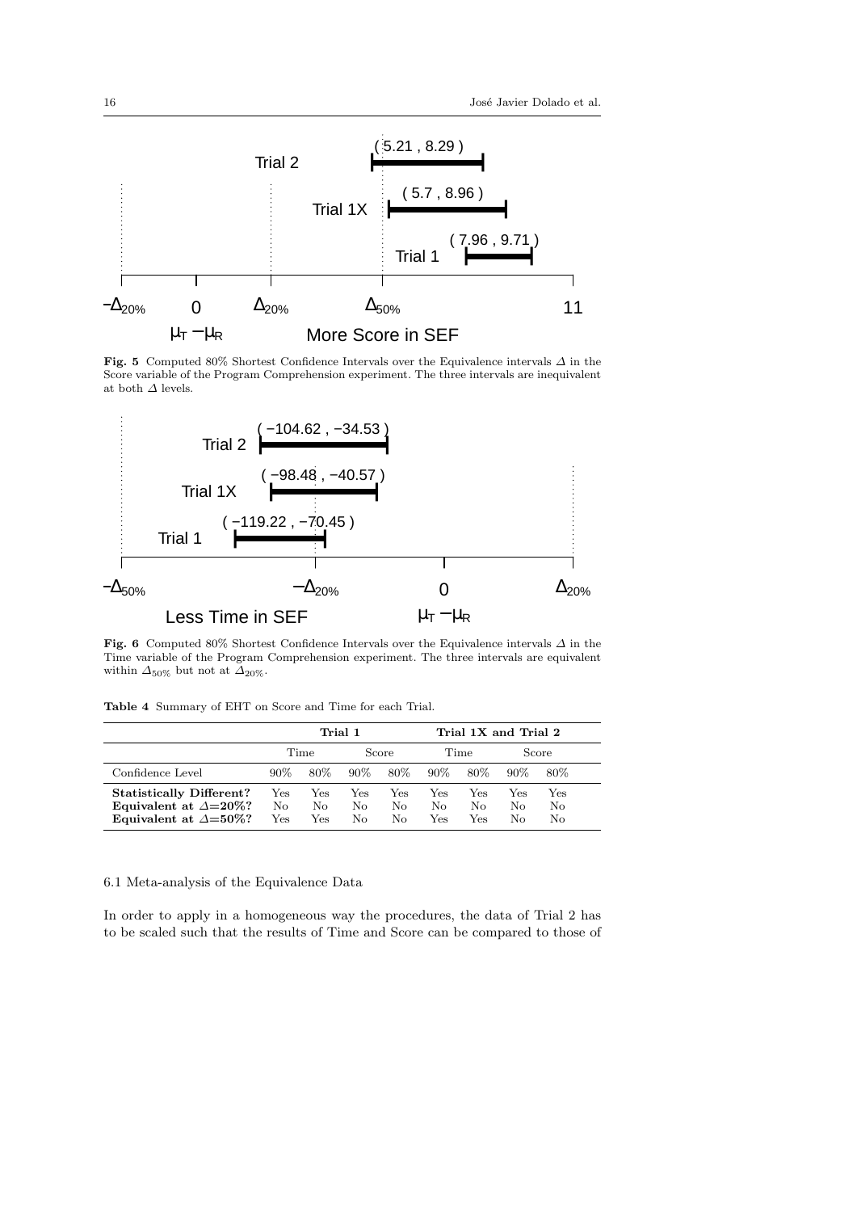Fig. 5 Computed 80% Shortest Confidence Intervals over the Equivalence intervals $\Delta$ in the Score variable of the Program Comprehension experiment. The three intervals are inequivalent at both $\Delta$ levels.

Fig. 6 Computed 80% Shortest Confidence Intervals over the Equivalence intervals $\Delta$ in the Time variable of the Program Comprehension experiment. The three intervals are equivalent within $\Delta_{50\%}$ but not at $\Delta_{20\%}$.

Table 4 Summary of EHT on Score and Time for each Trial.

| | Trial 1 | | | | Trial 1X and Trial 2 | | | |
|---|---|---|---|---|---|---|---|---|
| | Time | | Score | | Time | | Score | |
| Confidence Level | 90% | 80% | 90% | 80% | 90% | 80% | 90% | 80% |
| **Statistically Different?** | Yes | Yes | Yes | Yes | Yes | Yes | Yes | Yes |
| **Equivalent at $\Delta$=20%?** | No | No | No | No | No | No | No | No |
| **Equivalent at $\Delta$=50%?** | Yes | Yes | No | No | Yes | Yes | No | No |

### 6.1 Meta-analysis of the Equivalence Data

In order to apply in a homogeneous way the procedures, the data of Trial 2 has to be scaled such that the results of Time and Score can be compared to those of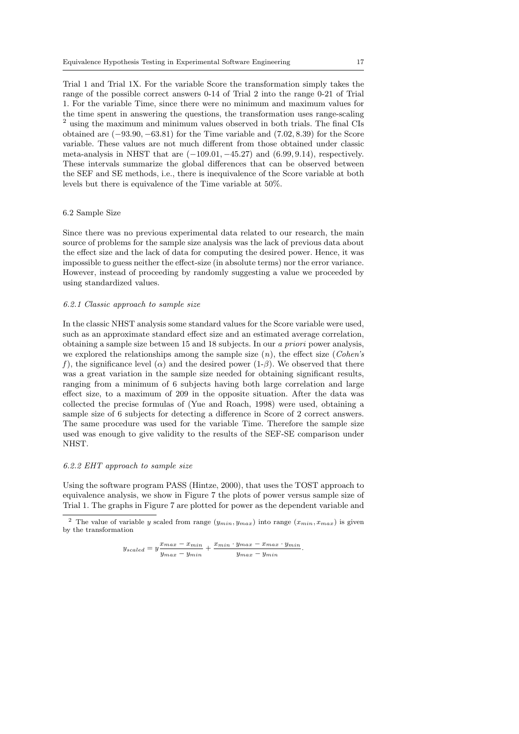Trial 1 and Trial 1X. For the variable Score the transformation simply takes the range of the possible correct answers 0-14 of Trial 2 into the range 0-21 of Trial 1. For the variable Time, since there were no minimum and maximum values for the time spent in answering the questions, the transformation uses range-scaling [2] using the maximum and minimum values observed in both trials. The final CIs obtained are $(-93.90, -63.81)$ for the Time variable and $(7.02, 8.39)$ for the Score variable. These values are not much different from those obtained under classic meta-analysis in NHST that are $(-109.01, -45.27)$ and $(6.99, 9.14)$, respectively. These intervals summarize the global differences that can be observed between the SEF and SE methods, i.e., there is inequivalence of the Score variable at both levels but there is equivalence of the Time variable at 50%.

## 6.2 Sample Size

Since there was no previous experimental data related to our research, the main source of problems for the sample size analysis was the lack of previous data about the effect size and the lack of data for computing the desired power. Hence, it was impossible to guess neither the effect-size (in absolute terms) nor the error variance. However, instead of proceeding by randomly suggesting a value we proceeded by using standardized values.

### *6.2.1 Classic approach to sample size*

In the classic NHST analysis some standard values for the Score variable were used, such as an approximate standard effect size and an estimated average correlation, obtaining a sample size between 15 and 18 subjects. In our *a priori* power analysis, we explored the relationships among the sample size ($n$), the effect size (*Cohen's* $f$), the significance level ($\alpha$) and the desired power ($1$-$\beta$). We observed that there was a great variation in the sample size needed for obtaining significant results, ranging from a minimum of 6 subjects having both large correlation and large effect size, to a maximum of 209 in the opposite situation. After the data was collected the precise formulas of (Yue and Roach, 1998) were used, obtaining a sample size of 6 subjects for detecting a difference in Score of 2 correct answers. The same procedure was used for the variable Time. Therefore the sample size used was enough to give validity to the results of the SEF-SE comparison under NHST.

### *6.2.2 EHT approach to sample size*

Using the software program PASS (Hintze, 2000), that uses the TOST approach to equivalence analysis, we show in Figure 7 the plots of power versus sample size of Trial 1. The graphs in Figure 7 are plotted for power as the dependent variable and

---

[2] The value of variable $y$ scaled from range $(y_{min}, y_{max})$ into range $(x_{min}, x_{max})$ is given by the transformation

$$y_{scaled} = y\frac{x_{max} - x_{min}}{y_{max} - y_{min}} + \frac{x_{min} \cdot y_{max} - x_{max} \cdot y_{min}}{y_{max} - y_{min}}.$$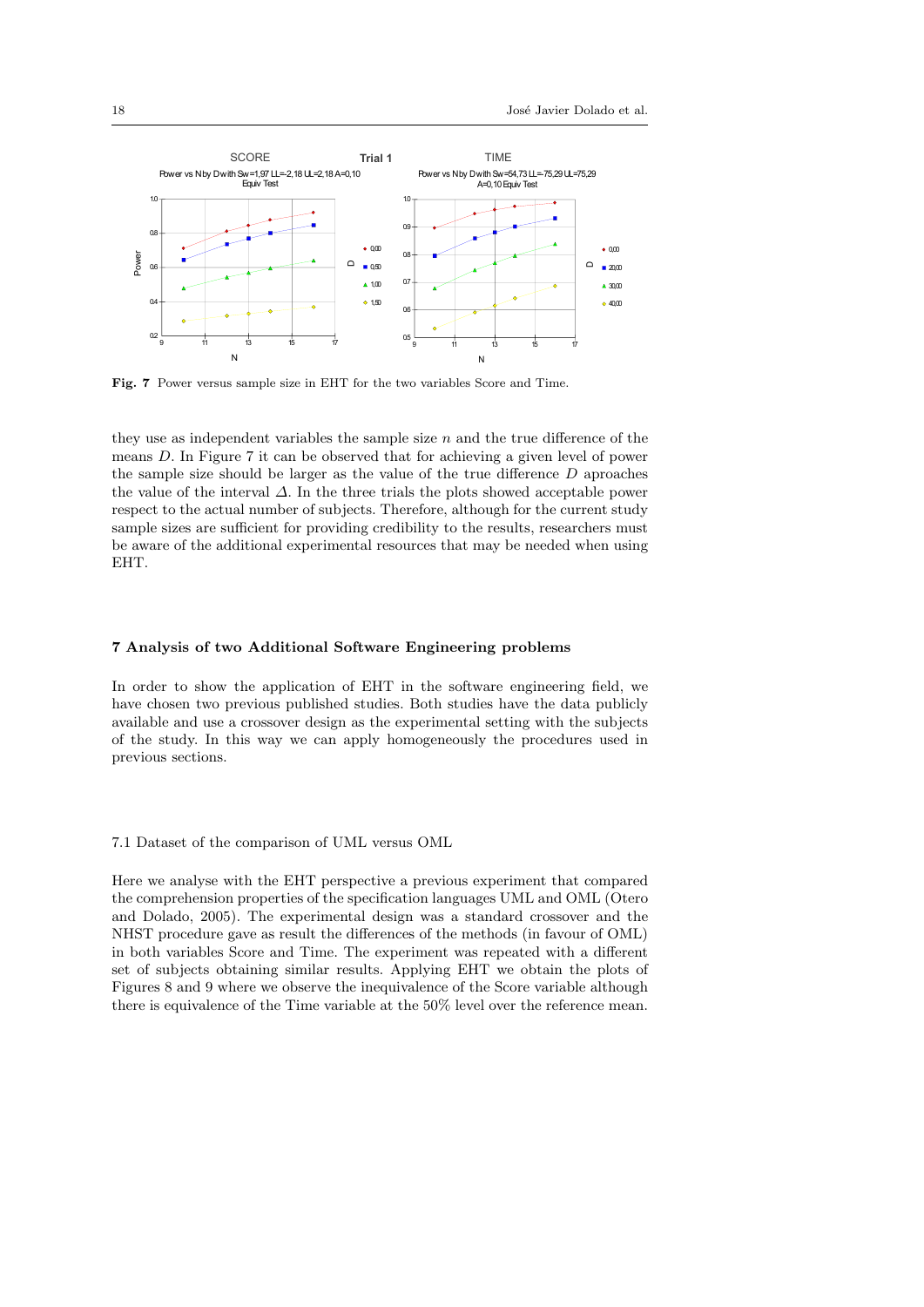**Fig. 7** Power versus sample size in EHT for the two variables Score and Time.

they use as independent variables the sample size $n$ and the true difference of the means $D$. In Figure 7 it can be observed that for achieving a given level of power the sample size should be larger as the value of the true difference $D$ aproaches the value of the interval $\Delta$. In the three trials the plots showed acceptable power respect to the actual number of subjects. Therefore, although for the current study sample sizes are sufficient for providing credibility to the results, researchers must be aware of the additional experimental resources that may be needed when using EHT.

## 7 Analysis of two Additional Software Engineering problems

In order to show the application of EHT in the software engineering field, we have chosen two previous published studies. Both studies have the data publicly available and use a crossover design as the experimental setting with the subjects of the study. In this way we can apply homogeneously the procedures used in previous sections.

### 7.1 Dataset of the comparison of UML versus OML

Here we analyse with the EHT perspective a previous experiment that compared the comprehension properties of the specification languages UML and OML (Otero and Dolado, 2005). The experimental design was a standard crossover and the NHST procedure gave as result the differences of the methods (in favour of OML) in both variables Score and Time. The experiment was repeated with a different set of subjects obtaining similar results. Applying EHT we obtain the plots of Figures 8 and 9 where we observe the inequivalence of the Score variable although there is equivalence of the Time variable at the 50% level over the reference mean.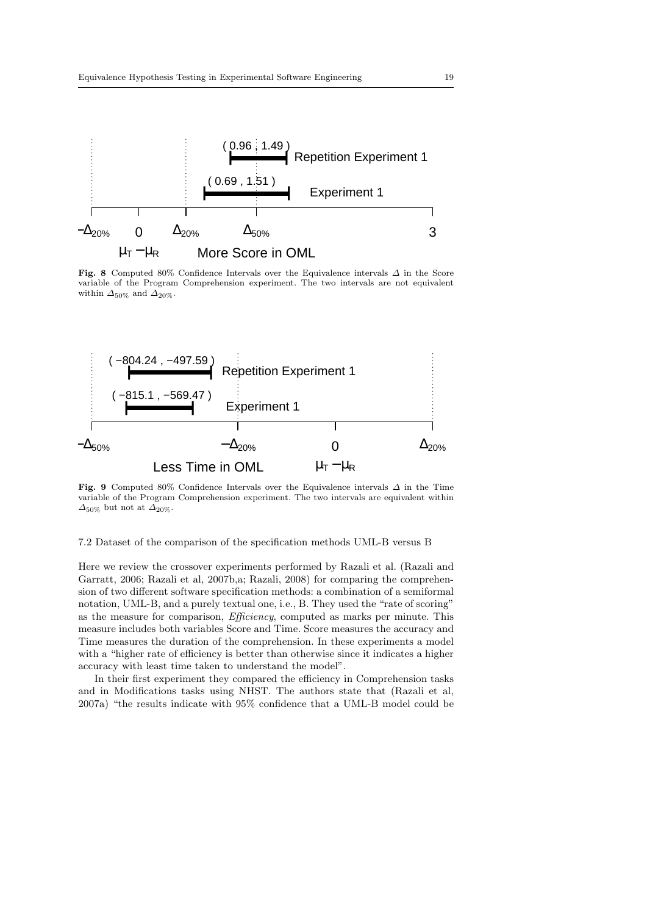**Fig. 8** Computed 80% Confidence Intervals over the Equivalence intervals $\Delta$ in the Score variable of the Program Comprehension experiment. The two intervals are not equivalent within $\Delta_{50\%}$ and $\Delta_{20\%}$.

**Fig. 9** Computed 80% Confidence Intervals over the Equivalence intervals $\Delta$ in the Time variable of the Program Comprehension experiment. The two intervals are equivalent within $\Delta_{50\%}$ but not at $\Delta_{20\%}$.

### 7.2 Dataset of the comparison of the specification methods UML-B versus B

Here we review the crossover experiments performed by Razali et al. (Razali and Garratt, 2006; Razali et al, 2007b,a; Razali, 2008) for comparing the comprehension of two different software specification methods: a combination of a semiformal notation, UML-B, and a purely textual one, i.e., B. They used the "rate of scoring" as the measure for comparison, *Efficiency*, computed as marks per minute. This measure includes both variables Score and Time. Score measures the accuracy and Time measures the duration of the comprehension. In these experiments a model with a "higher rate of efficiency is better than otherwise since it indicates a higher accuracy with least time taken to understand the model".

In their first experiment they compared the efficiency in Comprehension tasks and in Modifications tasks using NHST. The authors state that (Razali et al, 2007a) "the results indicate with 95% confidence that a UML-B model could be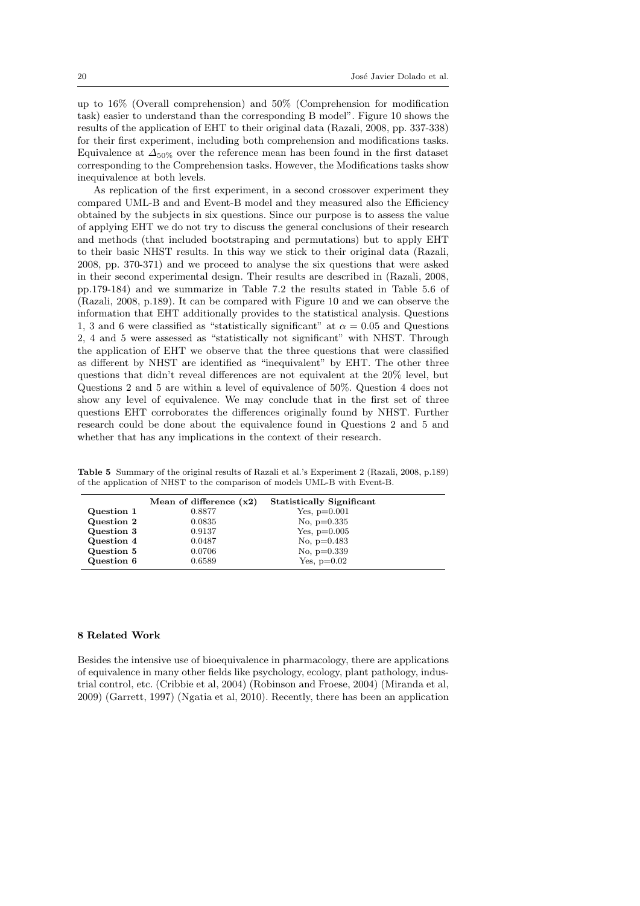up to 16% (Overall comprehension) and 50% (Comprehension for modification task) easier to understand than the corresponding B model". Figure 10 shows the results of the application of EHT to their original data (Razali, 2008, pp. 337-338) for their first experiment, including both comprehension and modifications tasks. Equivalence at $\Delta_{50\%}$ over the reference mean has been found in the first dataset corresponding to the Comprehension tasks. However, the Modifications tasks show inequivalence at both levels.

As replication of the first experiment, in a second crossover experiment they compared UML-B and and Event-B model and they measured also the Efficiency obtained by the subjects in six questions. Since our purpose is to assess the value of applying EHT we do not try to discuss the general conclusions of their research and methods (that included bootstraping and permutations) but to apply EHT to their basic NHST results. In this way we stick to their original data (Razali, 2008, pp. 370-371) and we proceed to analyse the six questions that were asked in their second experimental design. Their results are described in (Razali, 2008, pp.179-184) and we summarize in Table 7.2 the results stated in Table 5.6 of (Razali, 2008, p.189). It can be compared with Figure 10 and we can observe the information that EHT additionally provides to the statistical analysis. Questions 1, 3 and 6 were classified as "statistically significant" at $\alpha = 0.05$ and Questions 2, 4 and 5 were assessed as "statistically not significant" with NHST. Through the application of EHT we observe that the three questions that were classified as different by NHST are identified as "inequivalent" by EHT. The other three questions that didn't reveal differences are not equivalent at the 20% level, but Questions 2 and 5 are within a level of equivalence of 50%. Question 4 does not show any level of equivalence. We may conclude that in the first set of three questions EHT corroborates the differences originally found by NHST. Further research could be done about the equivalence found in Questions 2 and 5 and whether that has any implications in the context of their research.

**Table 5** Summary of the original results of Razali et al.'s Experiment 2 (Razali, 2008, p.189) of the application of NHST to the comparison of models UML-B with Event-B.

| | Mean of difference (x2) | Statistically Significant |
|---|---|---|
| **Question 1** | 0.8877 | Yes, p=0.001 |
| **Question 2** | 0.0835 | No, p=0.335 |
| **Question 3** | 0.9137 | Yes, p=0.005 |
| **Question 4** | 0.0487 | No, p=0.483 |
| **Question 5** | 0.0706 | No, p=0.339 |
| **Question 6** | 0.6589 | Yes, p=0.02 |

## 8 Related Work

Besides the intensive use of bioequivalence in pharmacology, there are applications of equivalence in many other fields like psychology, ecology, plant pathology, industrial control, etc. (Cribbie et al, 2004) (Robinson and Froese, 2004) (Miranda et al, 2009) (Garrett, 1997) (Ngatia et al, 2010). Recently, there has been an application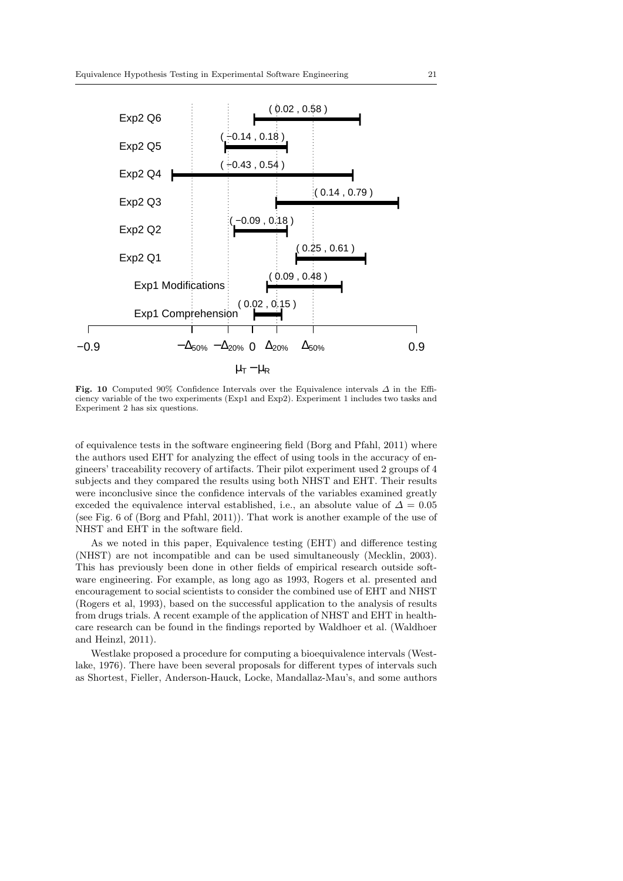**Fig. 10** Computed 90% Confidence Intervals over the Equivalence intervals $\Delta$ in the Efficiency variable of the two experiments (Exp1 and Exp2). Experiment 1 includes two tasks and Experiment 2 has six questions.

of equivalence tests in the software engineering field (Borg and Pfahl, 2011) where the authors used EHT for analyzing the effect of using tools in the accuracy of engineers' traceability recovery of artifacts. Their pilot experiment used 2 groups of 4 subjects and they compared the results using both NHST and EHT. Their results were inconclusive since the confidence intervals of the variables examined greatly exceded the equivalence interval established, i.e., an absolute value of $\Delta = 0.05$ (see Fig. 6 of (Borg and Pfahl, 2011)). That work is another example of the use of NHST and EHT in the software field.

As we noted in this paper, Equivalence testing (EHT) and difference testing (NHST) are not incompatible and can be used simultaneously (Mecklin, 2003). This has previously been done in other fields of empirical research outside software engineering. For example, as long ago as 1993, Rogers et al. presented and encouragement to social scientists to consider the combined use of EHT and NHST (Rogers et al, 1993), based on the successful application to the analysis of results from drugs trials. A recent example of the application of NHST and EHT in healthcare research can be found in the findings reported by Waldhoer et al. (Waldhoer and Heinzl, 2011).

Westlake proposed a procedure for computing a bioequivalence intervals (Westlake, 1976). There have been several proposals for different types of intervals such as Shortest, Fieller, Anderson-Hauck, Locke, Mandallaz-Mau's, and some authors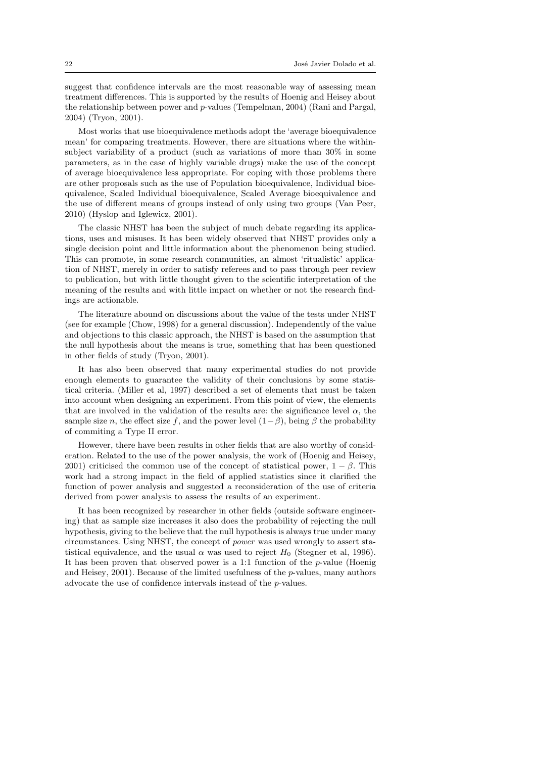suggest that confidence intervals are the most reasonable way of assessing mean treatment differences. This is supported by the results of Hoenig and Heisey about the relationship between power and $p$-values (Tempelman, 2004) (Rani and Pargal, 2004) (Tryon, 2001).

Most works that use bioequivalence methods adopt the 'average bioequivalence mean' for comparing treatments. However, there are situations where the within-subject variability of a product (such as variations of more than 30% in some parameters, as in the case of highly variable drugs) make the use of the concept of average bioequivalence less appropriate. For coping with those problems there are other proposals such as the use of Population bioequivalence, Individual bioequivalence, Scaled Individual bioequivalence, Scaled Average bioequivalence and the use of different means of groups instead of only using two groups (Van Peer, 2010) (Hyslop and Iglewicz, 2001).

The classic NHST has been the subject of much debate regarding its applications, uses and misuses. It has been widely observed that NHST provides only a single decision point and little information about the phenomenon being studied. This can promote, in some research communities, an almost 'ritualistic' application of NHST, merely in order to satisfy referees and to pass through peer review to publication, but with little thought given to the scientific interpretation of the meaning of the results and with little impact on whether or not the research findings are actionable.

The literature abound on discussions about the value of the tests under NHST (see for example (Chow, 1998) for a general discussion). Independently of the value and objections to this classic approach, the NHST is based on the assumption that the null hypothesis about the means is true, something that has been questioned in other fields of study (Tryon, 2001).

It has also been observed that many experimental studies do not provide enough elements to guarantee the validity of their conclusions by some statistical criteria. (Miller et al, 1997) described a set of elements that must be taken into account when designing an experiment. From this point of view, the elements that are involved in the validation of the results are: the significance level $\alpha$, the sample size $n$, the effect size $f$, and the power level $(1-\beta)$, being $\beta$ the probability of commiting a Type II error.

However, there have been results in other fields that are also worthy of consideration. Related to the use of the power analysis, the work of (Hoenig and Heisey, 2001) criticised the common use of the concept of statistical power, $1 - \beta$. This work had a strong impact in the field of applied statistics since it clarified the function of power analysis and suggested a reconsideration of the use of criteria derived from power analysis to assess the results of an experiment.

It has been recognized by researcher in other fields (outside software engineering) that as sample size increases it also does the probability of rejecting the null hypothesis, giving to the believe that the null hypothesis is always true under many circumstances. Using NHST, the concept of *power* was used wrongly to assert statistical equivalence, and the usual $\alpha$ was used to reject $H_0$ (Stegner et al, 1996). It has been proven that observed power is a 1:1 function of the $p$-value (Hoenig and Heisey, 2001). Because of the limited usefulness of the $p$-values, many authors advocate the use of confidence intervals instead of the $p$-values.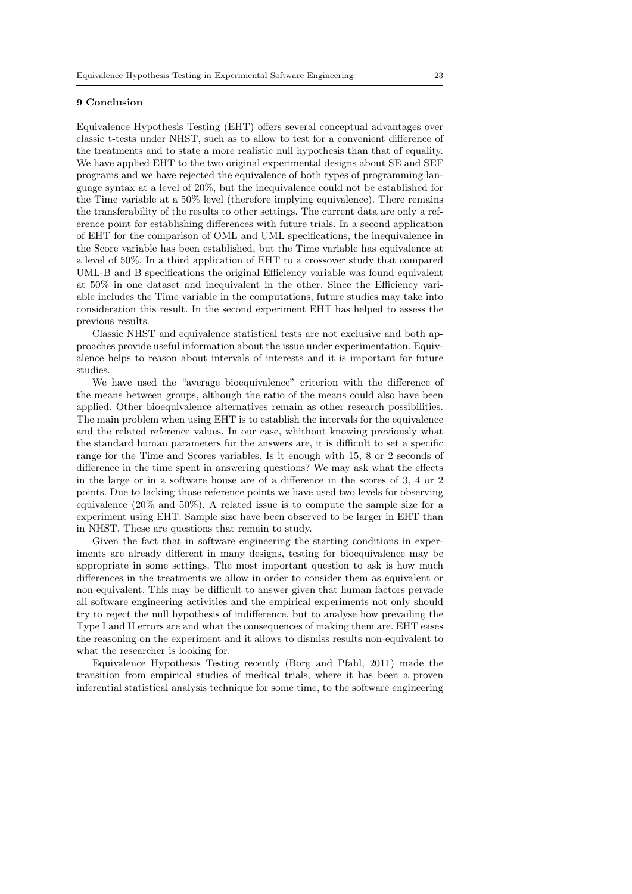## 9 Conclusion

Equivalence Hypothesis Testing (EHT) offers several conceptual advantages over classic t-tests under NHST, such as to allow to test for a convenient difference of the treatments and to state a more realistic null hypothesis than that of equality. We have applied EHT to the two original experimental designs about SE and SEF programs and we have rejected the equivalence of both types of programming language syntax at a level of 20%, but the inequivalence could not be established for the Time variable at a 50% level (therefore implying equivalence). There remains the transferability of the results to other settings. The current data are only a reference point for establishing differences with future trials. In a second application of EHT for the comparison of OML and UML specifications, the inequivalence in the Score variable has been established, but the Time variable has equivalence at a level of 50%. In a third application of EHT to a crossover study that compared UML-B and B specifications the original Efficiency variable was found equivalent at 50% in one dataset and inequivalent in the other. Since the Efficiency variable includes the Time variable in the computations, future studies may take into consideration this result. In the second experiment EHT has helped to assess the previous results.

Classic NHST and equivalence statistical tests are not exclusive and both approaches provide useful information about the issue under experimentation. Equivalence helps to reason about intervals of interests and it is important for future studies.

We have used the "average bioequivalence" criterion with the difference of the means between groups, although the ratio of the means could also have been applied. Other bioequivalence alternatives remain as other research possibilities. The main problem when using EHT is to establish the intervals for the equivalence and the related reference values. In our case, whithout knowing previously what the standard human parameters for the answers are, it is difficult to set a specific range for the Time and Scores variables. Is it enough with 15, 8 or 2 seconds of difference in the time spent in answering questions? We may ask what the effects in the large or in a software house are of a difference in the scores of 3, 4 or 2 points. Due to lacking those reference points we have used two levels for observing equivalence (20% and 50%). A related issue is to compute the sample size for a experiment using EHT. Sample size have been observed to be larger in EHT than in NHST. These are questions that remain to study.

Given the fact that in software engineering the starting conditions in experiments are already different in many designs, testing for bioequivalence may be appropriate in some settings. The most important question to ask is how much differences in the treatments we allow in order to consider them as equivalent or non-equivalent. This may be difficult to answer given that human factors pervade all software engineering activities and the empirical experiments not only should try to reject the null hypothesis of indifference, but to analyse how prevailing the Type I and II errors are and what the consequences of making them are. EHT eases the reasoning on the experiment and it allows to dismiss results non-equivalent to what the researcher is looking for.

Equivalence Hypothesis Testing recently (Borg and Pfahl, 2011) made the transition from empirical studies of medical trials, where it has been a proven inferential statistical analysis technique for some time, to the software engineering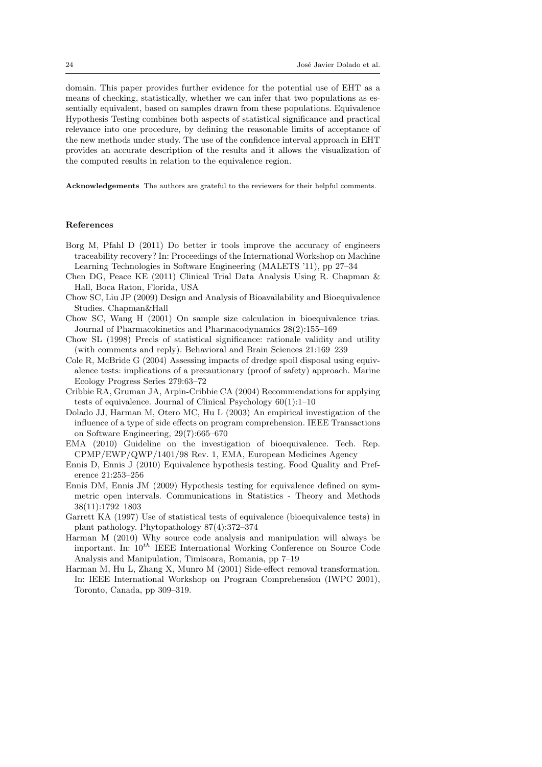domain. This paper provides further evidence for the potential use of EHT as a means of checking, statistically, whether we can infer that two populations as essentially equivalent, based on samples drawn from these populations. Equivalence Hypothesis Testing combines both aspects of statistical significance and practical relevance into one procedure, by defining the reasonable limits of acceptance of the new methods under study. The use of the confidence interval approach in EHT provides an accurate description of the results and it allows the visualization of the computed results in relation to the equivalence region.

**Acknowledgements** The authors are grateful to the reviewers for their helpful comments.

## References

Borg M, Pfahl D (2011) Do better ir tools improve the accuracy of engineers traceability recovery? In: Proceedings of the International Workshop on Machine Learning Technologies in Software Engineering (MALETS '11), pp 27–34

Chen DG, Peace KE (2011) Clinical Trial Data Analysis Using R. Chapman & Hall, Boca Raton, Florida, USA

Chow SC, Liu JP (2009) Design and Analysis of Bioavailability and Bioequivalence Studies. Chapman&Hall

Chow SC, Wang H (2001) On sample size calculation in bioequivalence trias. Journal of Pharmacokinetics and Pharmacodynamics 28(2):155–169

Chow SL (1998) Precis of statistical significance: rationale validity and utility (with comments and reply). Behavioral and Brain Sciences 21:169–239

Cole R, McBride G (2004) Assessing impacts of dredge spoil disposal using equivalence tests: implications of a precautionary (proof of safety) approach. Marine Ecology Progress Series 279:63–72

Cribbie RA, Gruman JA, Arpin-Cribbie CA (2004) Recommendations for applying tests of equivalence. Journal of Clinical Psychology 60(1):1–10

Dolado JJ, Harman M, Otero MC, Hu L (2003) An empirical investigation of the influence of a type of side effects on program comprehension. IEEE Transactions on Software Engineering, 29(7):665–670

EMA (2010) Guideline on the investigation of bioequivalence. Tech. Rep. CPMP/EWP/QWP/1401/98 Rev. 1, EMA, European Medicines Agency

Ennis D, Ennis J (2010) Equivalence hypothesis testing. Food Quality and Preference 21:253–256

Ennis DM, Ennis JM (2009) Hypothesis testing for equivalence defined on symmetric open intervals. Communications in Statistics - Theory and Methods 38(11):1792–1803

Garrett KA (1997) Use of statistical tests of equivalence (bioequivalence tests) in plant pathology. Phytopathology 87(4):372–374

Harman M (2010) Why source code analysis and manipulation will always be important. In: $10^{th}$ IEEE International Working Conference on Source Code Analysis and Manipulation, Timisoara, Romania, pp 7–19

Harman M, Hu L, Zhang X, Munro M (2001) Side-effect removal transformation. In: IEEE International Workshop on Program Comprehension (IWPC 2001), Toronto, Canada, pp 309–319.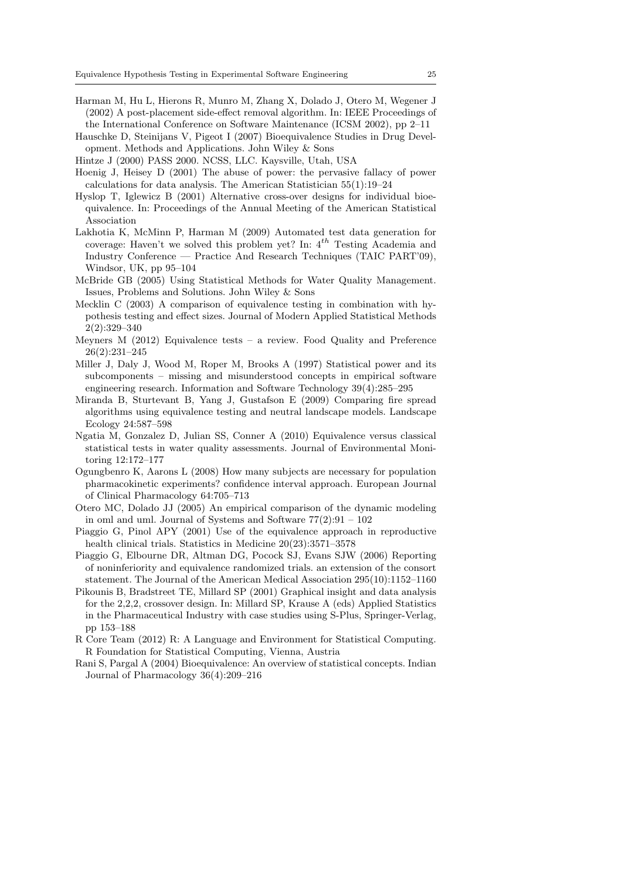Harman M, Hu L, Hierons R, Munro M, Zhang X, Dolado J, Otero M, Wegener J (2002) A post-placement side-effect removal algorithm. In: IEEE Proceedings of the International Conference on Software Maintenance (ICSM 2002), pp 2–11

Hauschke D, Steinijans V, Pigeot I (2007) Bioequivalence Studies in Drug Development. Methods and Applications. John Wiley & Sons

Hintze J (2000) PASS 2000. NCSS, LLC. Kaysville, Utah, USA

Hoenig J, Heisey D (2001) The abuse of power: the pervasive fallacy of power calculations for data analysis. The American Statistician 55(1):19–24

Hyslop T, Iglewicz B (2001) Alternative cross-over designs for individual bioequivalence. In: Proceedings of the Annual Meeting of the American Statistical Association

Lakhotia K, McMinn P, Harman M (2009) Automated test data generation for coverage: Haven't we solved this problem yet? In: $4^{th}$ Testing Academia and Industry Conference — Practice And Research Techniques (TAIC PART'09), Windsor, UK, pp 95–104

McBride GB (2005) Using Statistical Methods for Water Quality Management. Issues, Problems and Solutions. John Wiley & Sons

Mecklin C (2003) A comparison of equivalence testing in combination with hypothesis testing and effect sizes. Journal of Modern Applied Statistical Methods 2(2):329–340

Meyners M (2012) Equivalence tests – a review. Food Quality and Preference 26(2):231–245

Miller J, Daly J, Wood M, Roper M, Brooks A (1997) Statistical power and its subcomponents – missing and misunderstood concepts in empirical software engineering research. Information and Software Technology 39(4):285–295

Miranda B, Sturtevant B, Yang J, Gustafson E (2009) Comparing fire spread algorithms using equivalence testing and neutral landscape models. Landscape Ecology 24:587–598

Ngatia M, Gonzalez D, Julian SS, Conner A (2010) Equivalence versus classical statistical tests in water quality assessments. Journal of Environmental Monitoring 12:172–177

Ogungbenro K, Aarons L (2008) How many subjects are necessary for population pharmacokinetic experiments? confidence interval approach. European Journal of Clinical Pharmacology 64:705–713

Otero MC, Dolado JJ (2005) An empirical comparison of the dynamic modeling in oml and uml. Journal of Systems and Software 77(2):91 – 102

Piaggio G, Pinol APY (2001) Use of the equivalence approach in reproductive health clinical trials. Statistics in Medicine 20(23):3571–3578

Piaggio G, Elbourne DR, Altman DG, Pocock SJ, Evans SJW (2006) Reporting of noninferiority and equivalence randomized trials. an extension of the consort statement. The Journal of the American Medical Association 295(10):1152–1160

Pikounis B, Bradstreet TE, Millard SP (2001) Graphical insight and data analysis for the 2,2,2, crossover design. In: Millard SP, Krause A (eds) Applied Statistics in the Pharmaceutical Industry with case studies using S-Plus, Springer-Verlag, pp 153–188

R Core Team (2012) R: A Language and Environment for Statistical Computing. R Foundation for Statistical Computing, Vienna, Austria

Rani S, Pargal A (2004) Bioequivalence: An overview of statistical concepts. Indian Journal of Pharmacology 36(4):209–216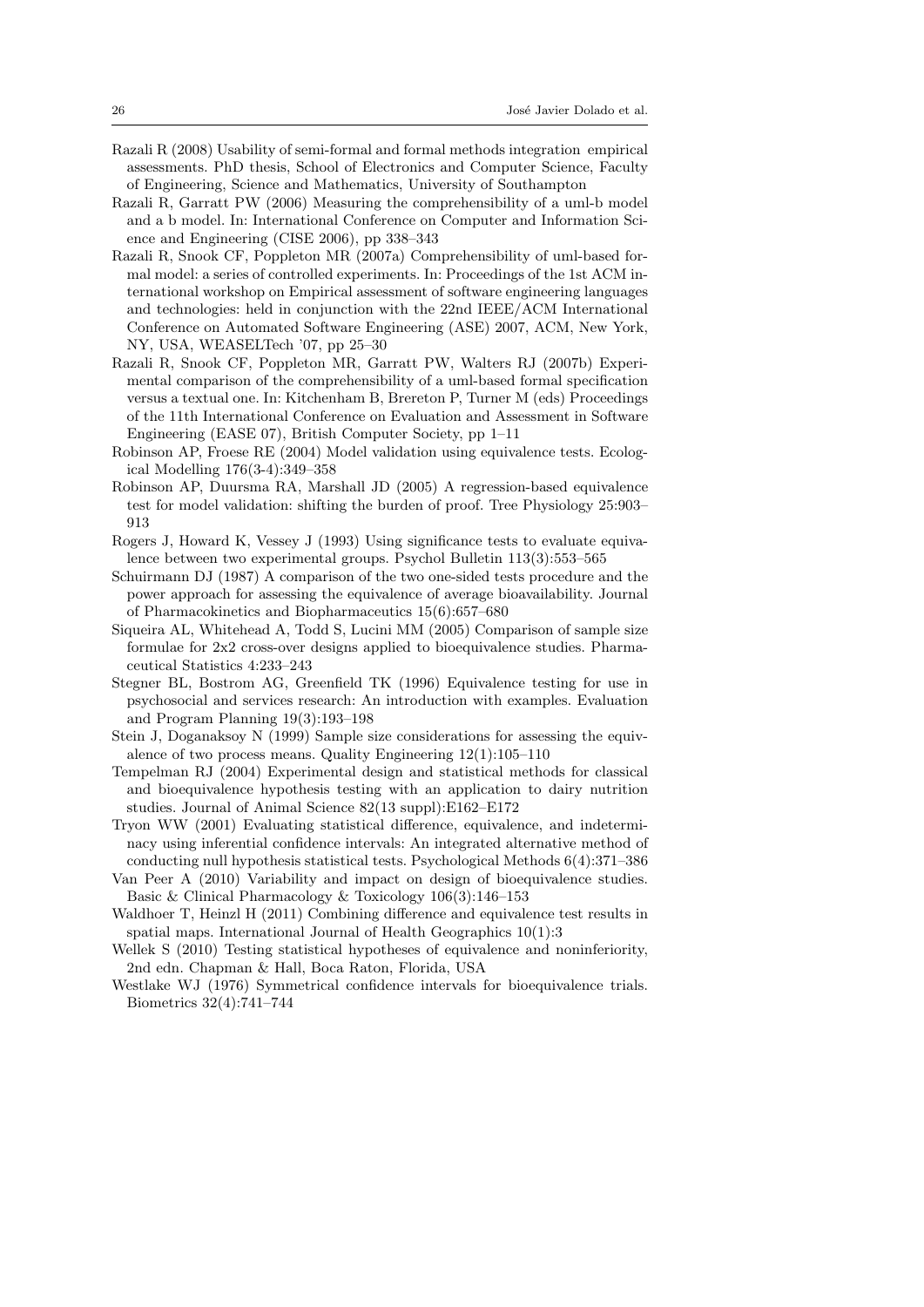Razali R (2008) Usability of semi-formal and formal methods integration empirical assessments. PhD thesis, School of Electronics and Computer Science, Faculty of Engineering, Science and Mathematics, University of Southampton

Razali R, Garratt PW (2006) Measuring the comprehensibility of a uml-b model and a b model. In: International Conference on Computer and Information Science and Engineering (CISE 2006), pp 338–343

Razali R, Snook CF, Poppleton MR (2007a) Comprehensibility of uml-based formal model: a series of controlled experiments. In: Proceedings of the 1st ACM international workshop on Empirical assessment of software engineering languages and technologies: held in conjunction with the 22nd IEEE/ACM International Conference on Automated Software Engineering (ASE) 2007, ACM, New York, NY, USA, WEASELTech '07, pp 25–30

Razali R, Snook CF, Poppleton MR, Garratt PW, Walters RJ (2007b) Experimental comparison of the comprehensibility of a uml-based formal specification versus a textual one. In: Kitchenham B, Brereton P, Turner M (eds) Proceedings of the 11th International Conference on Evaluation and Assessment in Software Engineering (EASE 07), British Computer Society, pp 1–11

Robinson AP, Froese RE (2004) Model validation using equivalence tests. Ecological Modelling 176(3-4):349–358

Robinson AP, Duursma RA, Marshall JD (2005) A regression-based equivalence test for model validation: shifting the burden of proof. Tree Physiology 25:903–913

Rogers J, Howard K, Vessey J (1993) Using significance tests to evaluate equivalence between two experimental groups. Psychol Bulletin 113(3):553–565

Schuirmann DJ (1987) A comparison of the two one-sided tests procedure and the power approach for assessing the equivalence of average bioavailability. Journal of Pharmacokinetics and Biopharmaceutics 15(6):657–680

Siqueira AL, Whitehead A, Todd S, Lucini MM (2005) Comparison of sample size formulae for 2x2 cross-over designs applied to bioequivalence studies. Pharmaceutical Statistics 4:233–243

Stegner BL, Bostrom AG, Greenfield TK (1996) Equivalence testing for use in psychosocial and services research: An introduction with examples. Evaluation and Program Planning 19(3):193–198

Stein J, Doganaksoy N (1999) Sample size considerations for assessing the equivalence of two process means. Quality Engineering 12(1):105–110

Tempelman RJ (2004) Experimental design and statistical methods for classical and bioequivalence hypothesis testing with an application to dairy nutrition studies. Journal of Animal Science 82(13 suppl):E162–E172

Tryon WW (2001) Evaluating statistical difference, equivalence, and indeterminacy using inferential confidence intervals: An integrated alternative method of conducting null hypothesis statistical tests. Psychological Methods 6(4):371–386

Van Peer A (2010) Variability and impact on design of bioequivalence studies. Basic & Clinical Pharmacology & Toxicology 106(3):146–153

Waldhoer T, Heinzl H (2011) Combining difference and equivalence test results in spatial maps. International Journal of Health Geographics 10(1):3

Wellek S (2010) Testing statistical hypotheses of equivalence and noninferiority, 2nd edn. Chapman & Hall, Boca Raton, Florida, USA

Westlake WJ (1976) Symmetrical confidence intervals for bioequivalence trials. Biometrics 32(4):741–744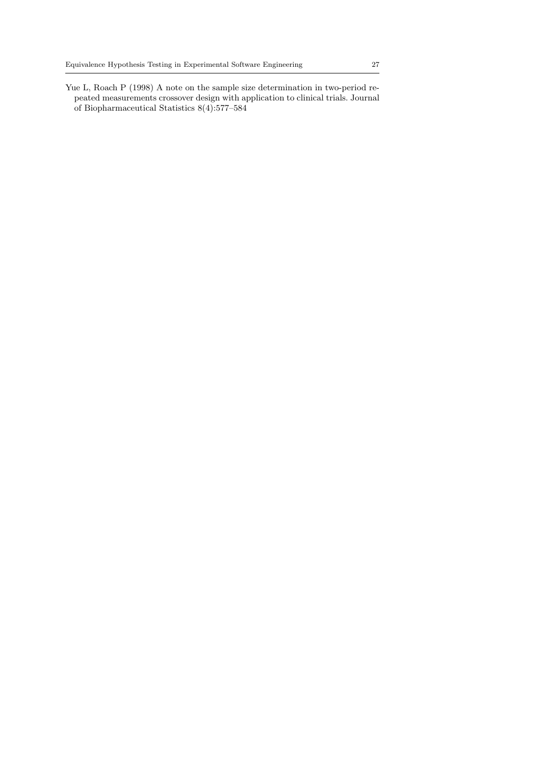Yue L, Roach P (1998) A note on the sample size determination in two-period repeated measurements crossover design with application to clinical trials. Journal of Biopharmaceutical Statistics 8(4):577–584